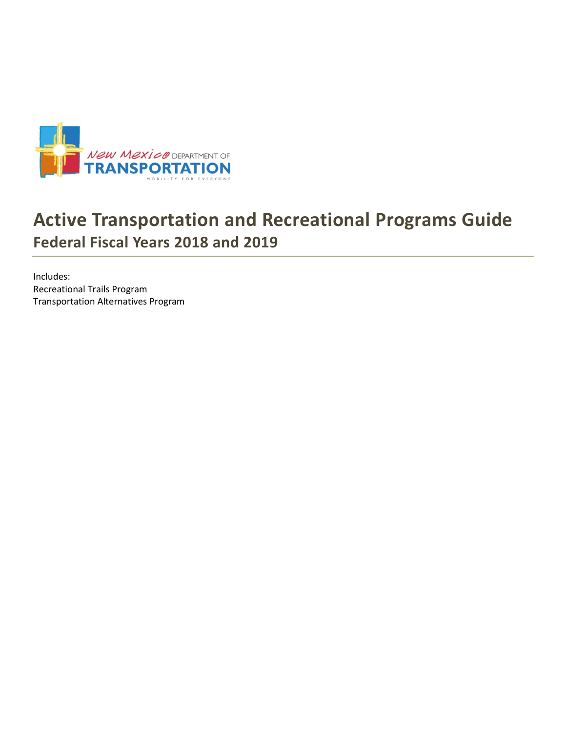# Active Transportation and Recreational Programs Guide

## Federal Fiscal Years 2018 and 2019

Includes:
Recreational Trails Program
Transportation Alternatives Program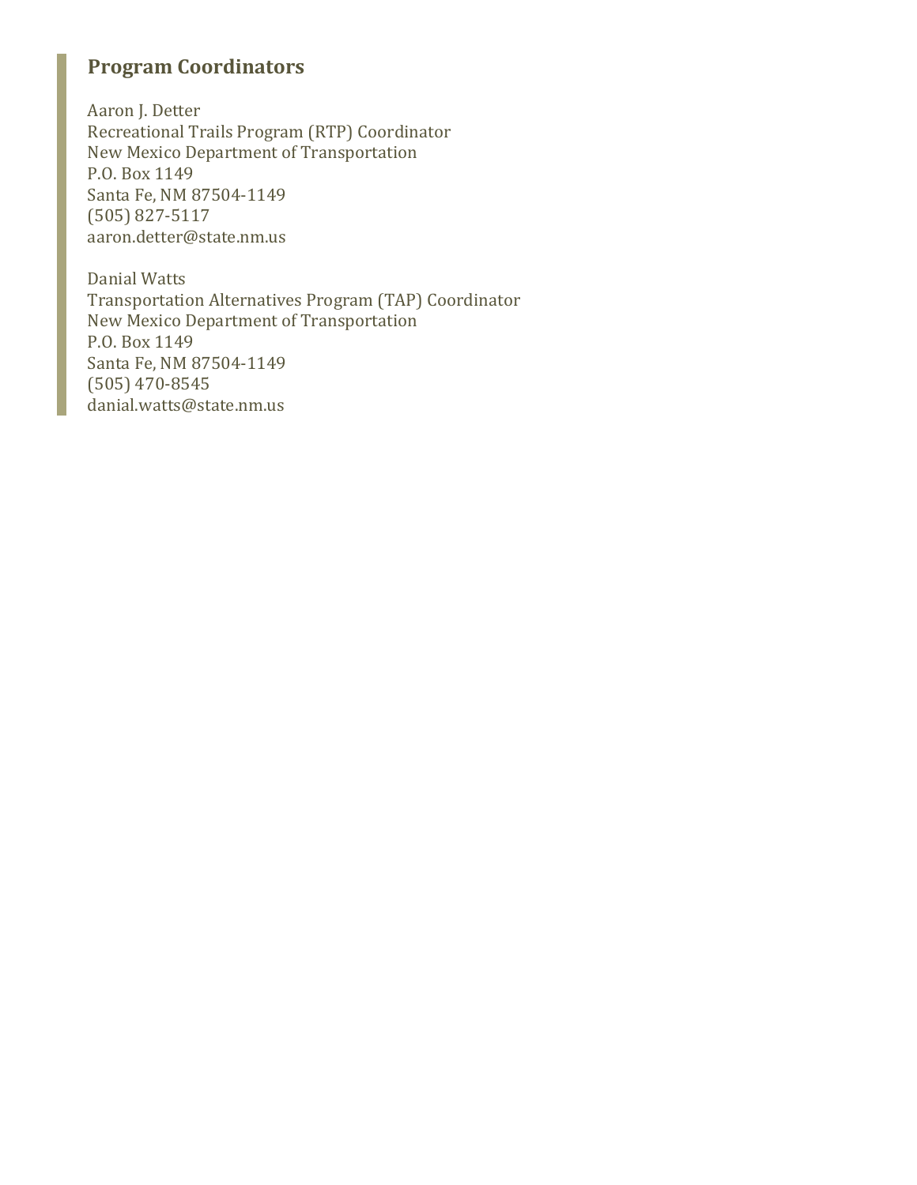## Program Coordinators

Aaron J. Detter
Recreational Trails Program (RTP) Coordinator
New Mexico Department of Transportation
P.O. Box 1149
Santa Fe, NM 87504-1149
(505) 827-5117
aaron.detter@state.nm.us

Danial Watts
Transportation Alternatives Program (TAP) Coordinator
New Mexico Department of Transportation
P.O. Box 1149
Santa Fe, NM 87504-1149
(505) 470-8545
danial.watts@state.nm.us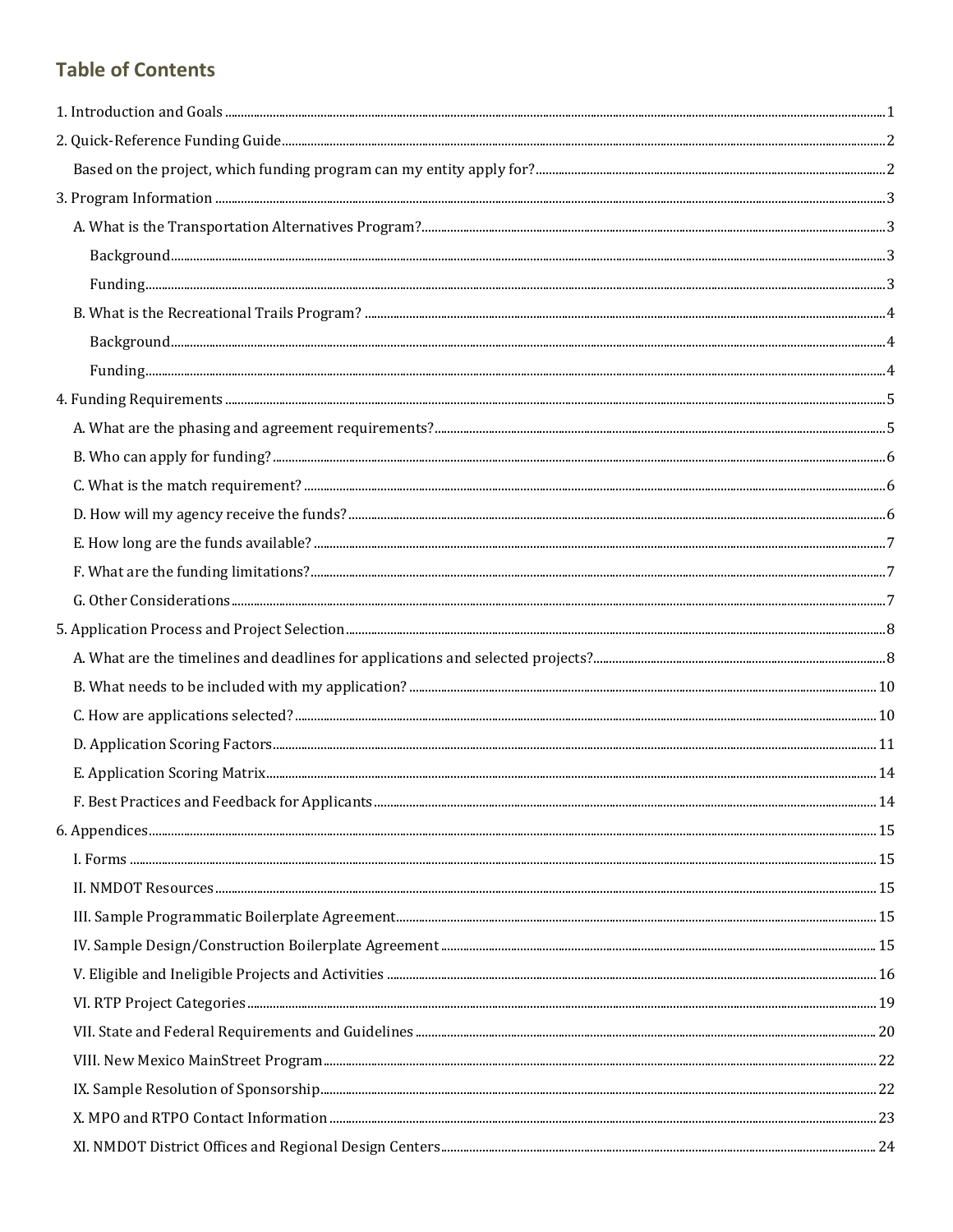## Table of Contents

1. Introduction and Goals ........ 1
2. Quick-Reference Funding Guide ........ 2
   - Based on the project, which funding program can my entity apply for? ........ 2
3. Program Information ........ 3
   - A. What is the Transportation Alternatives Program? ........ 3
     - Background ........ 3
     - Funding ........ 3
   - B. What is the Recreational Trails Program? ........ 4
     - Background ........ 4
     - Funding ........ 4
4. Funding Requirements ........ 5
   - A. What are the phasing and agreement requirements? ........ 5
   - B. Who can apply for funding? ........ 6
   - C. What is the match requirement? ........ 6
   - D. How will my agency receive the funds? ........ 6
   - E. How long are the funds available? ........ 7
   - F. What are the funding limitations? ........ 7
   - G. Other Considerations ........ 7
5. Application Process and Project Selection ........ 8
   - A. What are the timelines and deadlines for applications and selected projects? ........ 8
   - B. What needs to be included with my application? ........ 10
   - C. How are applications selected? ........ 10
   - D. Application Scoring Factors ........ 11
   - E. Application Scoring Matrix ........ 14
   - F. Best Practices and Feedback for Applicants ........ 14
6. Appendices ........ 15
   - I. Forms ........ 15
   - II. NMDOT Resources ........ 15
   - III. Sample Programmatic Boilerplate Agreement ........ 15
   - IV. Sample Design/Construction Boilerplate Agreement ........ 15
   - V. Eligible and Ineligible Projects and Activities ........ 16
   - VI. RTP Project Categories ........ 19
   - VII. State and Federal Requirements and Guidelines ........ 20
   - VIII. New Mexico MainStreet Program ........ 22
   - IX. Sample Resolution of Sponsorship ........ 22
   - X. MPO and RTPO Contact Information ........ 23
   - XI. NMDOT District Offices and Regional Design Centers ........ 24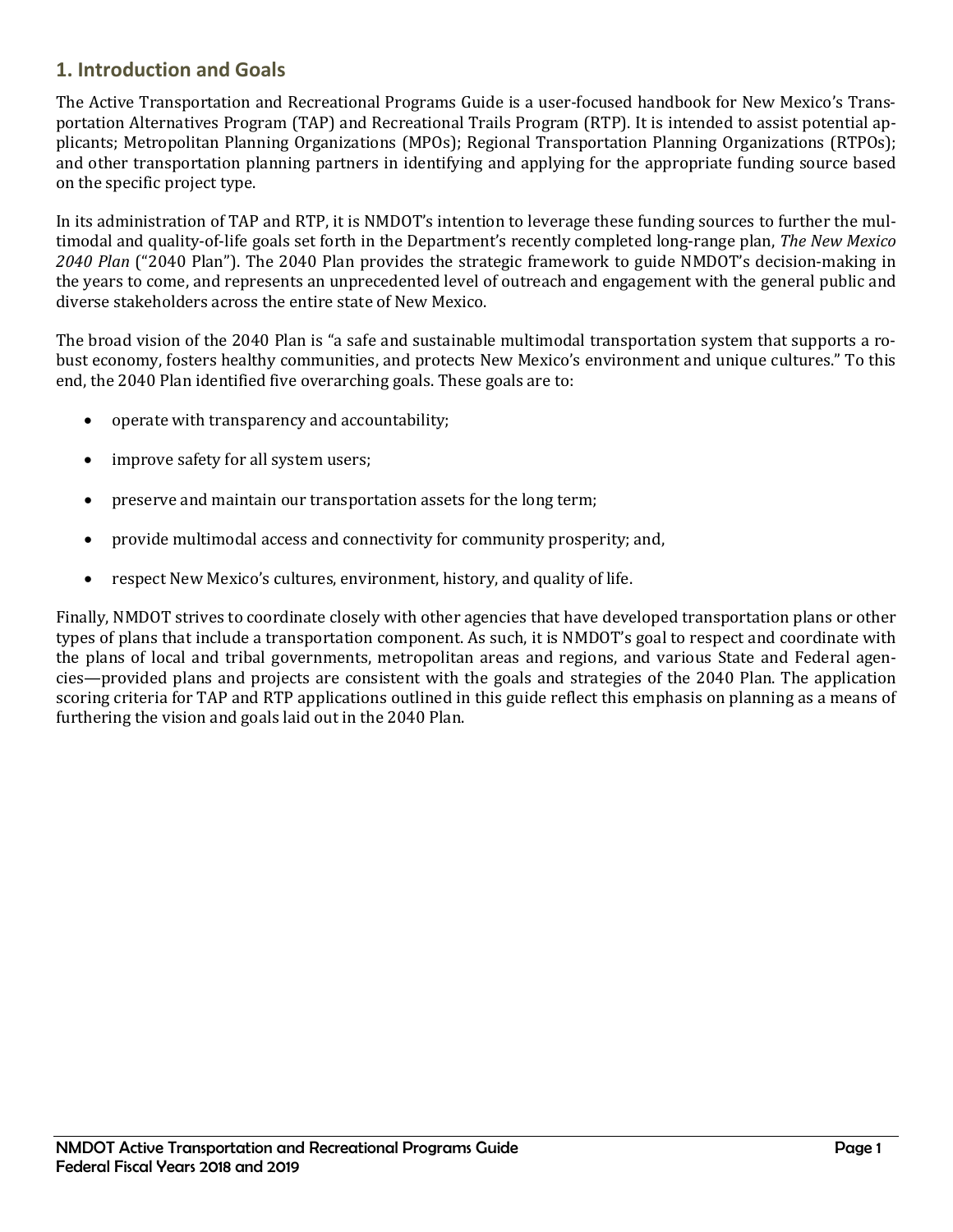## 1. Introduction and Goals

The Active Transportation and Recreational Programs Guide is a user-focused handbook for New Mexico's Transportation Alternatives Program (TAP) and Recreational Trails Program (RTP). It is intended to assist potential applicants; Metropolitan Planning Organizations (MPOs); Regional Transportation Planning Organizations (RTPOs); and other transportation planning partners in identifying and applying for the appropriate funding source based on the specific project type.

In its administration of TAP and RTP, it is NMDOT's intention to leverage these funding sources to further the multimodal and quality-of-life goals set forth in the Department's recently completed long-range plan, *The New Mexico 2040 Plan* ("2040 Plan"). The 2040 Plan provides the strategic framework to guide NMDOT's decision-making in the years to come, and represents an unprecedented level of outreach and engagement with the general public and diverse stakeholders across the entire state of New Mexico.

The broad vision of the 2040 Plan is "a safe and sustainable multimodal transportation system that supports a robust economy, fosters healthy communities, and protects New Mexico's environment and unique cultures." To this end, the 2040 Plan identified five overarching goals. These goals are to:

- operate with transparency and accountability;
- improve safety for all system users;
- preserve and maintain our transportation assets for the long term;
- provide multimodal access and connectivity for community prosperity; and,
- respect New Mexico's cultures, environment, history, and quality of life.

Finally, NMDOT strives to coordinate closely with other agencies that have developed transportation plans or other types of plans that include a transportation component. As such, it is NMDOT's goal to respect and coordinate with the plans of local and tribal governments, metropolitan areas and regions, and various State and Federal agencies—provided plans and projects are consistent with the goals and strategies of the 2040 Plan. The application scoring criteria for TAP and RTP applications outlined in this guide reflect this emphasis on planning as a means of furthering the vision and goals laid out in the 2040 Plan.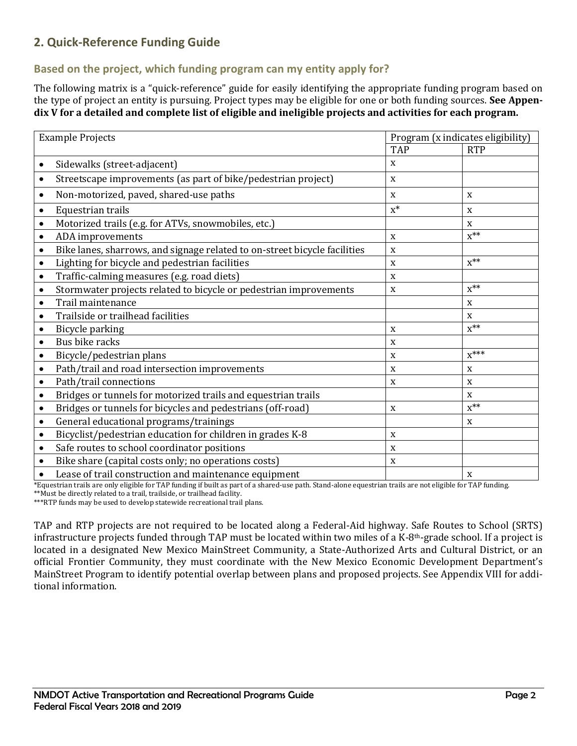## 2. Quick-Reference Funding Guide

### Based on the project, which funding program can my entity apply for?

The following matrix is a "quick-reference" guide for easily identifying the appropriate funding program based on the type of project an entity is pursuing. Project types may be eligible for one or both funding sources. **See Appendix V for a detailed and complete list of eligible and ineligible projects and activities for each program.**

| Example Projects | Program (x indicates eligibility) | |
|---|---|---|
| | TAP | RTP |
| • Sidewalks (street-adjacent) | x | |
| • Streetscape improvements (as part of bike/pedestrian project) | x | |
| • Non-motorized, paved, shared-use paths | x | x |
| • Equestrian trails | x* | x |
| • Motorized trails (e.g. for ATVs, snowmobiles, etc.) | | x |
| • ADA improvements | x | x** |
| • Bike lanes, sharrows, and signage related to on-street bicycle facilities | x | |
| • Lighting for bicycle and pedestrian facilities | x | x** |
| • Traffic-calming measures (e.g. road diets) | x | |
| • Stormwater projects related to bicycle or pedestrian improvements | x | x** |
| • Trail maintenance | | x |
| • Trailside or trailhead facilities | | x |
| • Bicycle parking | x | x** |
| • Bus bike racks | x | |
| • Bicycle/pedestrian plans | x | x*** |
| • Path/trail and road intersection improvements | x | x |
| • Path/trail connections | x | x |
| • Bridges or tunnels for motorized trails and equestrian trails | | x |
| • Bridges or tunnels for bicycles and pedestrians (off-road) | x | x** |
| • General educational programs/trainings | | x |
| • Bicyclist/pedestrian education for children in grades K-8 | x | |
| • Safe routes to school coordinator positions | x | |
| • Bike share (capital costs only; no operations costs) | x | |
| • Lease of trail construction and maintenance equipment | | x |

*Equestrian trails are only eligible for TAP funding if built as part of a shared-use path. Stand-alone equestrian trails are not eligible for TAP funding.
**Must be directly related to a trail, trailside, or trailhead facility.
***RTP funds may be used to develop statewide recreational trail plans.

TAP and RTP projects are not required to be located along a Federal-Aid highway. Safe Routes to School (SRTS) infrastructure projects funded through TAP must be located within two miles of a K-8th-grade school. If a project is located in a designated New Mexico MainStreet Community, a State-Authorized Arts and Cultural District, or an official Frontier Community, they must coordinate with the New Mexico Economic Development Department's MainStreet Program to identify potential overlap between plans and proposed projects. See Appendix VIII for additional information.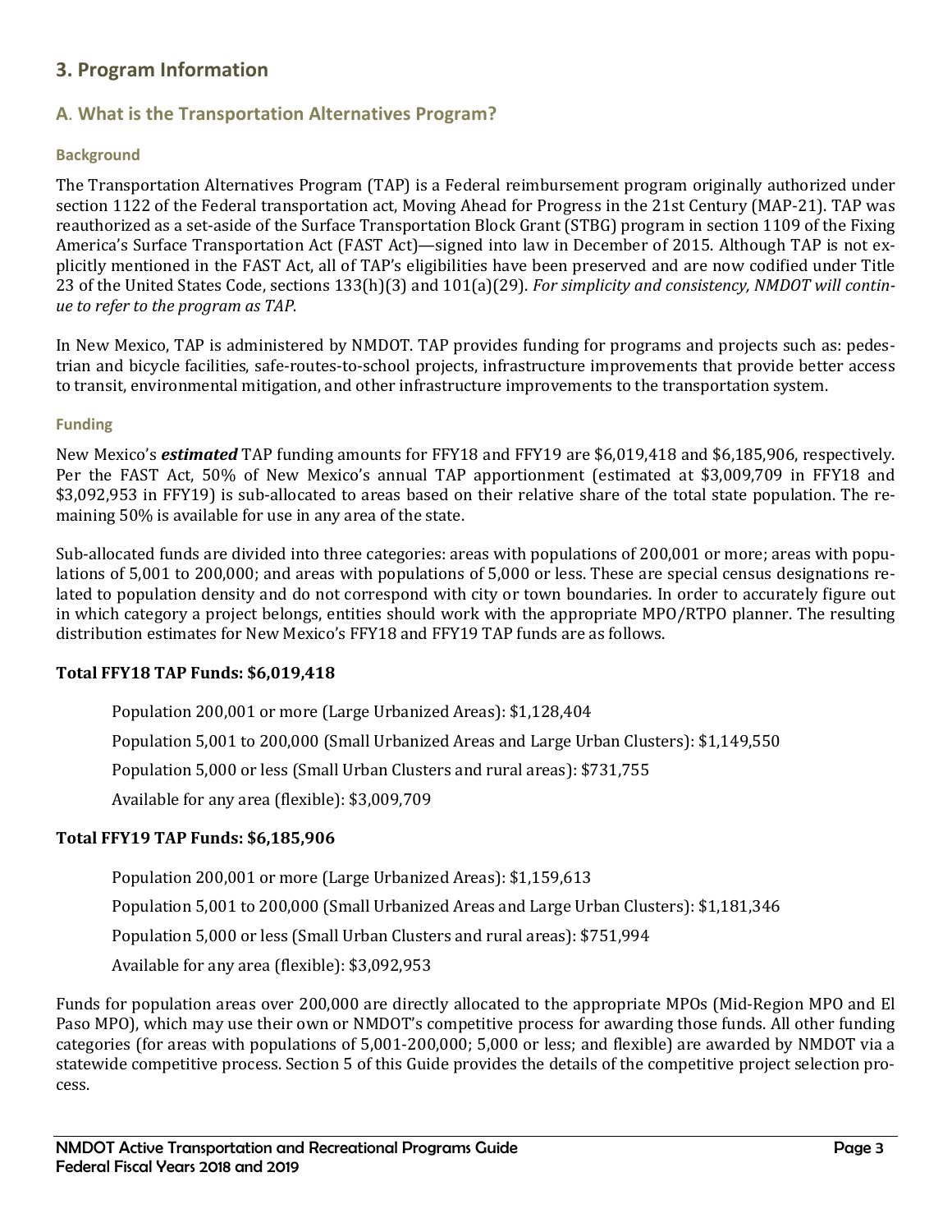## 3. Program Information

### A. What is the Transportation Alternatives Program?

#### Background

The Transportation Alternatives Program (TAP) is a Federal reimbursement program originally authorized under section 1122 of the Federal transportation act, Moving Ahead for Progress in the 21st Century (MAP-21). TAP was reauthorized as a set-aside of the Surface Transportation Block Grant (STBG) program in section 1109 of the Fixing America's Surface Transportation Act (FAST Act)—signed into law in December of 2015. Although TAP is not explicitly mentioned in the FAST Act, all of TAP's eligibilities have been preserved and are now codified under Title 23 of the United States Code, sections 133(h)(3) and 101(a)(29). *For simplicity and consistency, NMDOT will continue to refer to the program as TAP.*

In New Mexico, TAP is administered by NMDOT. TAP provides funding for programs and projects such as: pedestrian and bicycle facilities, safe-routes-to-school projects, infrastructure improvements that provide better access to transit, environmental mitigation, and other infrastructure improvements to the transportation system.

#### Funding

New Mexico's ***estimated*** TAP funding amounts for FFY18 and FFY19 are $6,019,418 and $6,185,906, respectively. Per the FAST Act, 50% of New Mexico's annual TAP apportionment (estimated at $3,009,709 in FFY18 and $3,092,953 in FFY19) is sub-allocated to areas based on their relative share of the total state population. The remaining 50% is available for use in any area of the state.

Sub-allocated funds are divided into three categories: areas with populations of 200,001 or more; areas with populations of 5,001 to 200,000; and areas with populations of 5,000 or less. These are special census designations related to population density and do not correspond with city or town boundaries. In order to accurately figure out in which category a project belongs, entities should work with the appropriate MPO/RTPO planner. The resulting distribution estimates for New Mexico's FFY18 and FFY19 TAP funds are as follows.

**Total FFY18 TAP Funds: $6,019,418**

Population 200,001 or more (Large Urbanized Areas): $1,128,404

Population 5,001 to 200,000 (Small Urbanized Areas and Large Urban Clusters): $1,149,550

Population 5,000 or less (Small Urban Clusters and rural areas): $731,755

Available for any area (flexible): $3,009,709

**Total FFY19 TAP Funds: $6,185,906**

Population 200,001 or more (Large Urbanized Areas): $1,159,613

Population 5,001 to 200,000 (Small Urbanized Areas and Large Urban Clusters): $1,181,346

Population 5,000 or less (Small Urban Clusters and rural areas): $751,994

Available for any area (flexible): $3,092,953

Funds for population areas over 200,000 are directly allocated to the appropriate MPOs (Mid-Region MPO and El Paso MPO), which may use their own or NMDOT's competitive process for awarding those funds. All other funding categories (for areas with populations of 5,001-200,000; 5,000 or less; and flexible) are awarded by NMDOT via a statewide competitive process. Section 5 of this Guide provides the details of the competitive project selection process.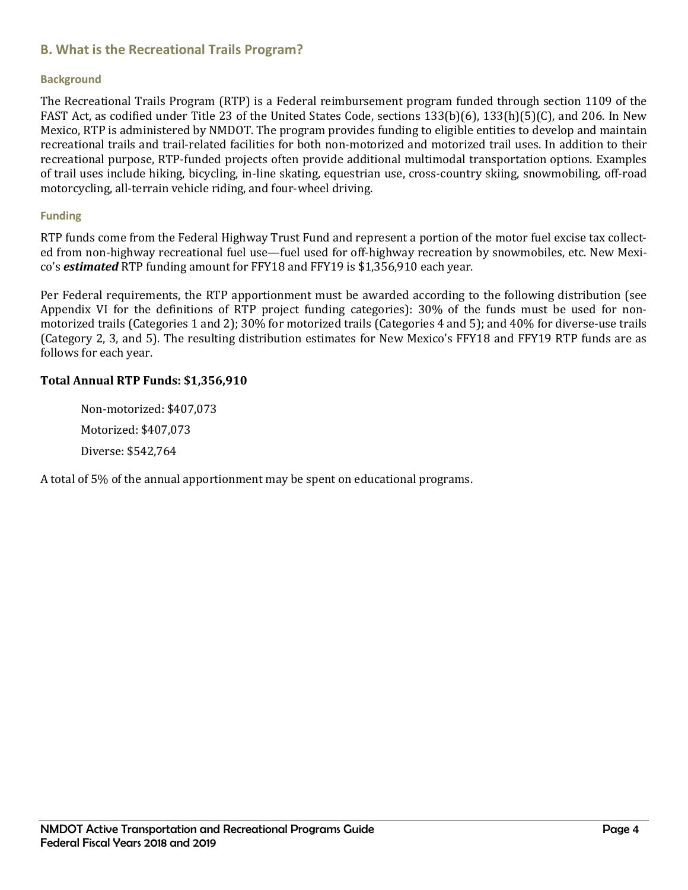## B. What is the Recreational Trails Program?

### Background

The Recreational Trails Program (RTP) is a Federal reimbursement program funded through section 1109 of the FAST Act, as codified under Title 23 of the United States Code, sections 133(b)(6), 133(h)(5)(C), and 206. In New Mexico, RTP is administered by NMDOT. The program provides funding to eligible entities to develop and maintain recreational trails and trail-related facilities for both non-motorized and motorized trail uses. In addition to their recreational purpose, RTP-funded projects often provide additional multimodal transportation options. Examples of trail uses include hiking, bicycling, in-line skating, equestrian use, cross-country skiing, snowmobiling, off-road motorcycling, all-terrain vehicle riding, and four-wheel driving.

### Funding

RTP funds come from the Federal Highway Trust Fund and represent a portion of the motor fuel excise tax collected from non-highway recreational fuel use—fuel used for off-highway recreation by snowmobiles, etc. New Mexico's ***estimated*** RTP funding amount for FFY18 and FFY19 is $1,356,910 each year.

Per Federal requirements, the RTP apportionment must be awarded according to the following distribution (see Appendix VI for the definitions of RTP project funding categories): 30% of the funds must be used for non-motorized trails (Categories 1 and 2); 30% for motorized trails (Categories 4 and 5); and 40% for diverse-use trails (Category 2, 3, and 5). The resulting distribution estimates for New Mexico's FFY18 and FFY19 RTP funds are as follows for each year.

**Total Annual RTP Funds: $1,356,910**

Non-motorized: $407,073

Motorized: $407,073

Diverse: $542,764

A total of 5% of the annual apportionment may be spent on educational programs.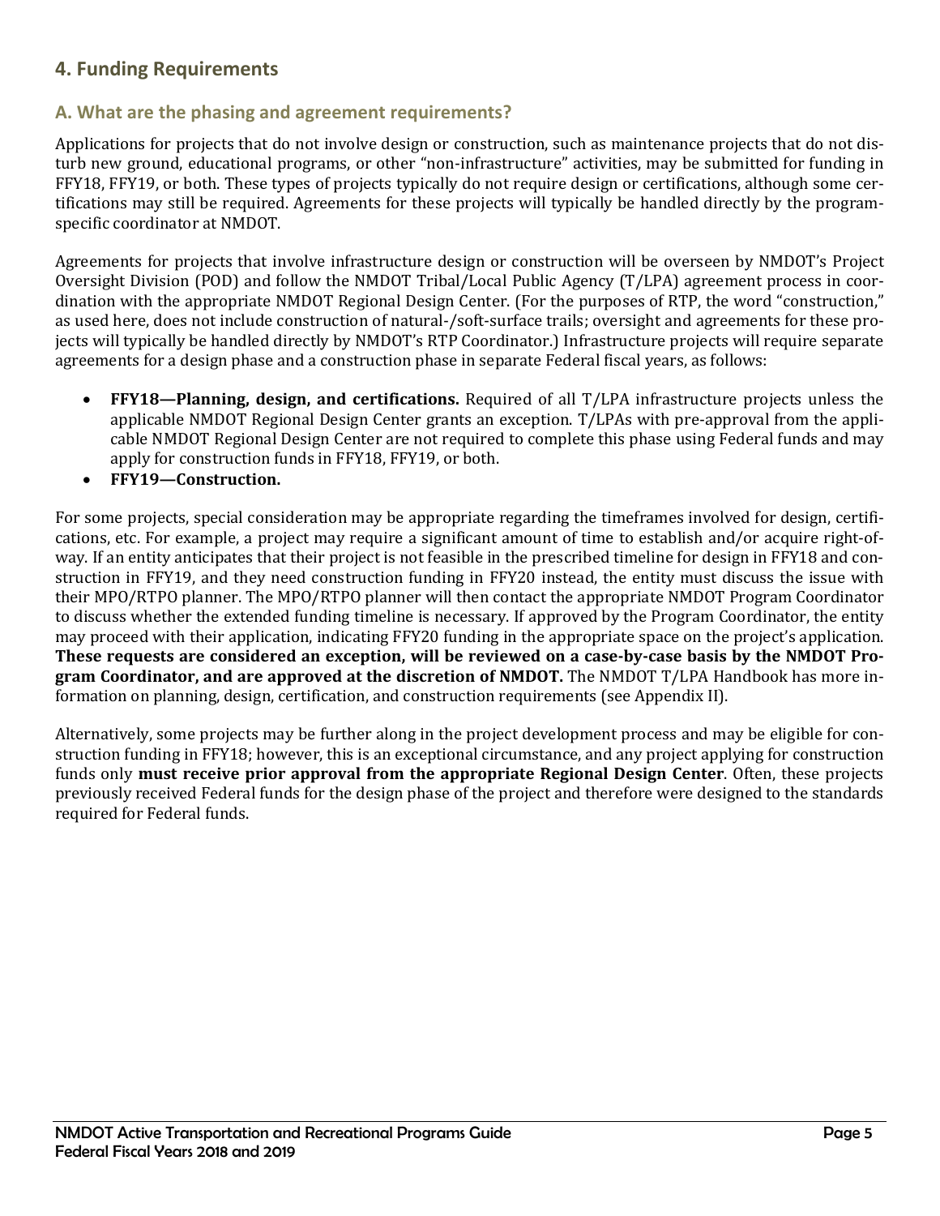## 4. Funding Requirements

### A. What are the phasing and agreement requirements?

Applications for projects that do not involve design or construction, such as maintenance projects that do not disturb new ground, educational programs, or other "non-infrastructure" activities, may be submitted for funding in FFY18, FFY19, or both. These types of projects typically do not require design or certifications, although some certifications may still be required. Agreements for these projects will typically be handled directly by the program-specific coordinator at NMDOT.

Agreements for projects that involve infrastructure design or construction will be overseen by NMDOT's Project Oversight Division (POD) and follow the NMDOT Tribal/Local Public Agency (T/LPA) agreement process in coordination with the appropriate NMDOT Regional Design Center. (For the purposes of RTP, the word "construction," as used here, does not include construction of natural-/soft-surface trails; oversight and agreements for these projects will typically be handled directly by NMDOT's RTP Coordinator.) Infrastructure projects will require separate agreements for a design phase and a construction phase in separate Federal fiscal years, as follows:

- **FFY18—Planning, design, and certifications.** Required of all T/LPA infrastructure projects unless the applicable NMDOT Regional Design Center grants an exception. T/LPAs with pre-approval from the applicable NMDOT Regional Design Center are not required to complete this phase using Federal funds and may apply for construction funds in FFY18, FFY19, or both.
- **FFY19—Construction.**

For some projects, special consideration may be appropriate regarding the timeframes involved for design, certifications, etc. For example, a project may require a significant amount of time to establish and/or acquire right-of-way. If an entity anticipates that their project is not feasible in the prescribed timeline for design in FFY18 and construction in FFY19, and they need construction funding in FFY20 instead, the entity must discuss the issue with their MPO/RTPO planner. The MPO/RTPO planner will then contact the appropriate NMDOT Program Coordinator to discuss whether the extended funding timeline is necessary. If approved by the Program Coordinator, the entity may proceed with their application, indicating FFY20 funding in the appropriate space on the project's application. **These requests are considered an exception, will be reviewed on a case-by-case basis by the NMDOT Program Coordinator, and are approved at the discretion of NMDOT.** The NMDOT T/LPA Handbook has more information on planning, design, certification, and construction requirements (see Appendix II).

Alternatively, some projects may be further along in the project development process and may be eligible for construction funding in FFY18; however, this is an exceptional circumstance, and any project applying for construction funds only **must receive prior approval from the appropriate Regional Design Center**. Often, these projects previously received Federal funds for the design phase of the project and therefore were designed to the standards required for Federal funds.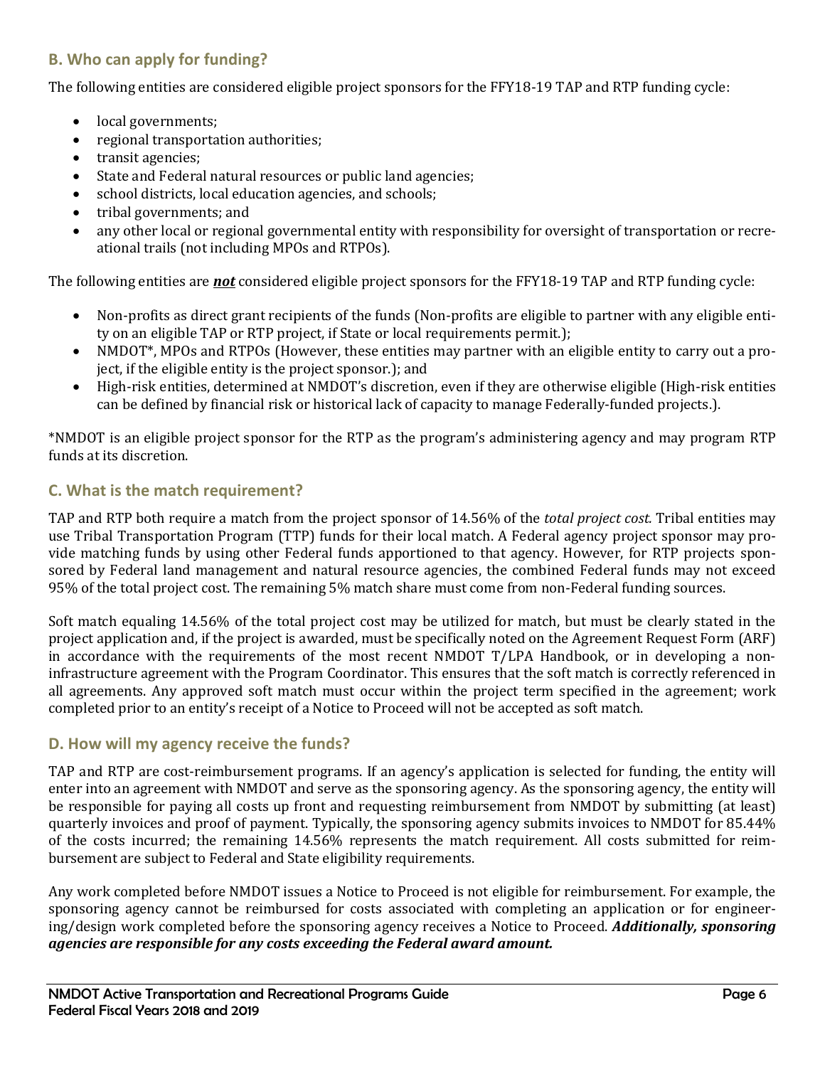## B. Who can apply for funding?

The following entities are considered eligible project sponsors for the FFY18-19 TAP and RTP funding cycle:

- local governments;
- regional transportation authorities;
- transit agencies;
- State and Federal natural resources or public land agencies;
- school districts, local education agencies, and schools;
- tribal governments; and
- any other local or regional governmental entity with responsibility for oversight of transportation or recreational trails (not including MPOs and RTPOs).

The following entities are ***not*** considered eligible project sponsors for the FFY18-19 TAP and RTP funding cycle:

- Non-profits as direct grant recipients of the funds (Non-profits are eligible to partner with any eligible entity on an eligible TAP or RTP project, if State or local requirements permit.);
- NMDOT*, MPOs and RTPOs (However, these entities may partner with an eligible entity to carry out a project, if the eligible entity is the project sponsor.); and
- High-risk entities, determined at NMDOT's discretion, even if they are otherwise eligible (High-risk entities can be defined by financial risk or historical lack of capacity to manage Federally-funded projects.).

*NMDOT is an eligible project sponsor for the RTP as the program's administering agency and may program RTP funds at its discretion.

## C. What is the match requirement?

TAP and RTP both require a match from the project sponsor of 14.56% of the *total project cost.* Tribal entities may use Tribal Transportation Program (TTP) funds for their local match. A Federal agency project sponsor may provide matching funds by using other Federal funds apportioned to that agency. However, for RTP projects sponsored by Federal land management and natural resource agencies, the combined Federal funds may not exceed 95% of the total project cost. The remaining 5% match share must come from non-Federal funding sources.

Soft match equaling 14.56% of the total project cost may be utilized for match, but must be clearly stated in the project application and, if the project is awarded, must be specifically noted on the Agreement Request Form (ARF) in accordance with the requirements of the most recent NMDOT T/LPA Handbook, or in developing a non-infrastructure agreement with the Program Coordinator. This ensures that the soft match is correctly referenced in all agreements. Any approved soft match must occur within the project term specified in the agreement; work completed prior to an entity's receipt of a Notice to Proceed will not be accepted as soft match.

## D. How will my agency receive the funds?

TAP and RTP are cost-reimbursement programs. If an agency's application is selected for funding, the entity will enter into an agreement with NMDOT and serve as the sponsoring agency. As the sponsoring agency, the entity will be responsible for paying all costs up front and requesting reimbursement from NMDOT by submitting (at least) quarterly invoices and proof of payment. Typically, the sponsoring agency submits invoices to NMDOT for 85.44% of the costs incurred; the remaining 14.56% represents the match requirement. All costs submitted for reimbursement are subject to Federal and State eligibility requirements.

Any work completed before NMDOT issues a Notice to Proceed is not eligible for reimbursement. For example, the sponsoring agency cannot be reimbursed for costs associated with completing an application or for engineering/design work completed before the sponsoring agency receives a Notice to Proceed. ***Additionally, sponsoring agencies are responsible for any costs exceeding the Federal award amount.***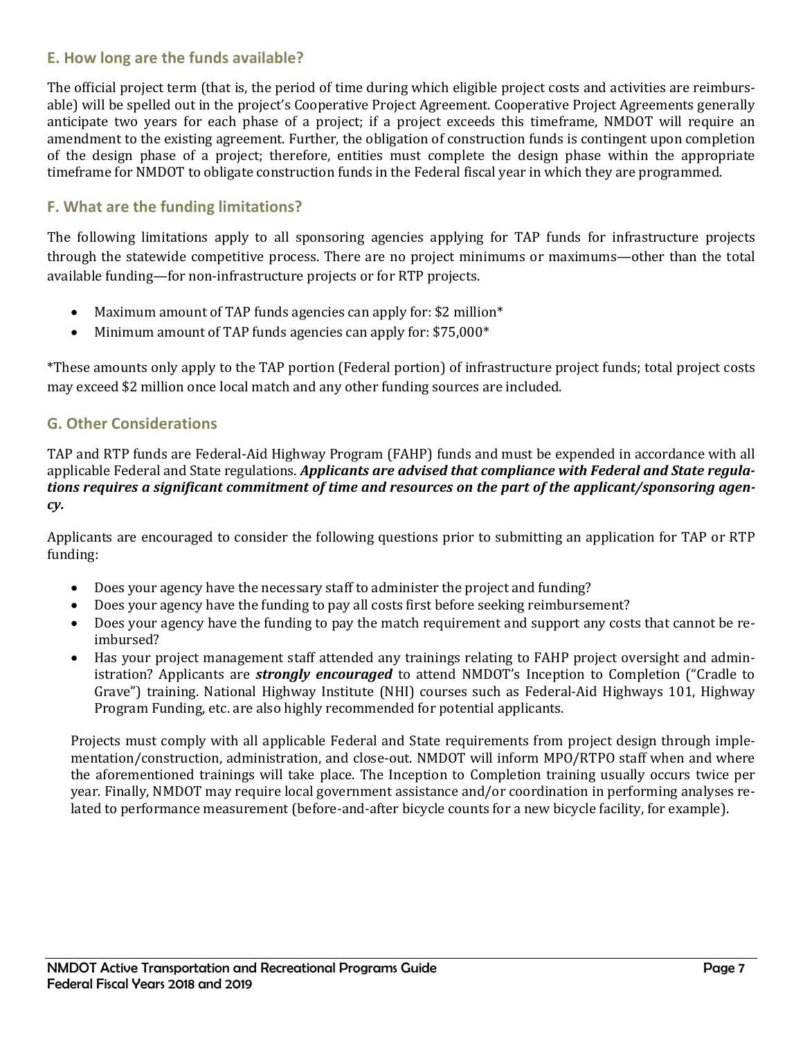## E. How long are the funds available?

The official project term (that is, the period of time during which eligible project costs and activities are reimbursable) will be spelled out in the project's Cooperative Project Agreement. Cooperative Project Agreements generally anticipate two years for each phase of a project; if a project exceeds this timeframe, NMDOT will require an amendment to the existing agreement. Further, the obligation of construction funds is contingent upon completion of the design phase of a project; therefore, entities must complete the design phase within the appropriate timeframe for NMDOT to obligate construction funds in the Federal fiscal year in which they are programmed.

## F. What are the funding limitations?

The following limitations apply to all sponsoring agencies applying for TAP funds for infrastructure projects through the statewide competitive process. There are no project minimums or maximums—other than the total available funding—for non-infrastructure projects or for RTP projects.

- Maximum amount of TAP funds agencies can apply for: $2 million*
- Minimum amount of TAP funds agencies can apply for: $75,000*

*These amounts only apply to the TAP portion (Federal portion) of infrastructure project funds; total project costs may exceed $2 million once local match and any other funding sources are included.

## G. Other Considerations

TAP and RTP funds are Federal-Aid Highway Program (FAHP) funds and must be expended in accordance with all applicable Federal and State regulations. ***Applicants are advised that compliance with Federal and State regulations requires a significant commitment of time and resources on the part of the applicant/sponsoring agency.***

Applicants are encouraged to consider the following questions prior to submitting an application for TAP or RTP funding:

- Does your agency have the necessary staff to administer the project and funding?
- Does your agency have the funding to pay all costs first before seeking reimbursement?
- Does your agency have the funding to pay the match requirement and support any costs that cannot be reimbursed?
- Has your project management staff attended any trainings relating to FAHP project oversight and administration? Applicants are ***strongly encouraged*** to attend NMDOT's Inception to Completion ("Cradle to Grave") training. National Highway Institute (NHI) courses such as Federal-Aid Highways 101, Highway Program Funding, etc. are also highly recommended for potential applicants.

Projects must comply with all applicable Federal and State requirements from project design through implementation/construction, administration, and close-out. NMDOT will inform MPO/RTPO staff when and where the aforementioned trainings will take place. The Inception to Completion training usually occurs twice per year. Finally, NMDOT may require local government assistance and/or coordination in performing analyses related to performance measurement (before-and-after bicycle counts for a new bicycle facility, for example).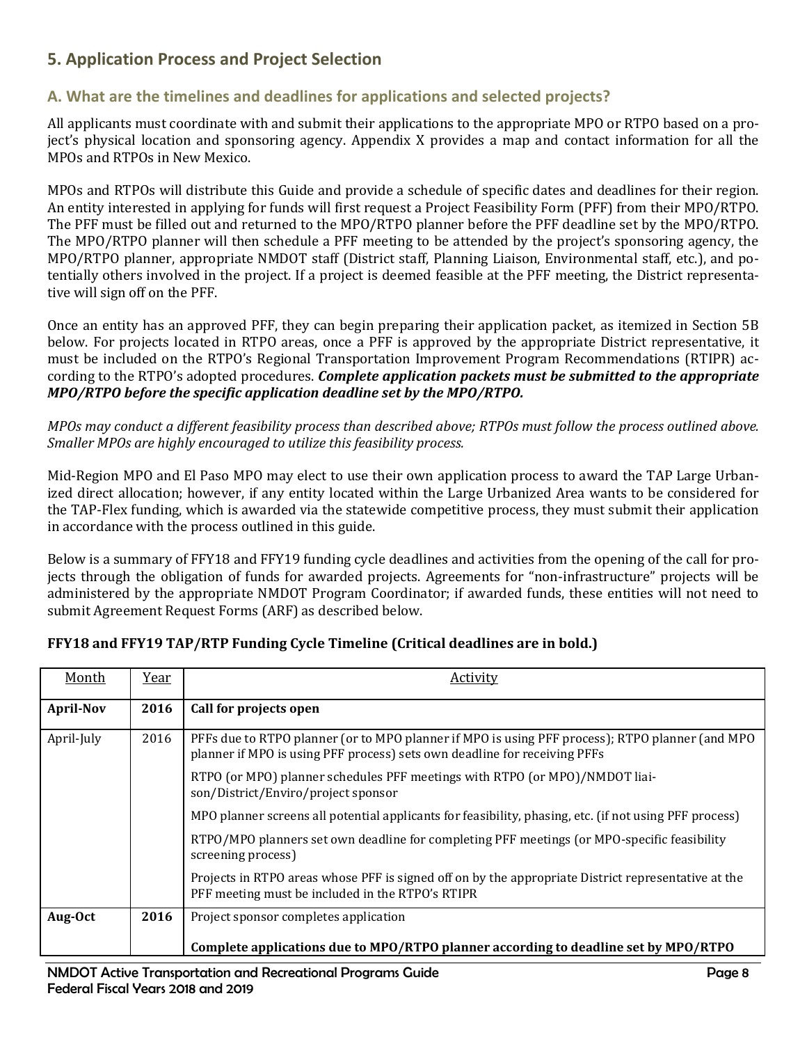## 5. Application Process and Project Selection

### A. What are the timelines and deadlines for applications and selected projects?

All applicants must coordinate with and submit their applications to the appropriate MPO or RTPO based on a project's physical location and sponsoring agency. Appendix X provides a map and contact information for all the MPOs and RTPOs in New Mexico.

MPOs and RTPOs will distribute this Guide and provide a schedule of specific dates and deadlines for their region. An entity interested in applying for funds will first request a Project Feasibility Form (PFF) from their MPO/RTPO. The PFF must be filled out and returned to the MPO/RTPO planner before the PFF deadline set by the MPO/RTPO. The MPO/RTPO planner will then schedule a PFF meeting to be attended by the project's sponsoring agency, the MPO/RTPO planner, appropriate NMDOT staff (District staff, Planning Liaison, Environmental staff, etc.), and potentially others involved in the project. If a project is deemed feasible at the PFF meeting, the District representative will sign off on the PFF.

Once an entity has an approved PFF, they can begin preparing their application packet, as itemized in Section 5B below. For projects located in RTPO areas, once a PFF is approved by the appropriate District representative, it must be included on the RTPO's Regional Transportation Improvement Program Recommendations (RTIPR) according to the RTPO's adopted procedures. ***Complete application packets must be submitted to the appropriate MPO/RTPO before the specific application deadline set by the MPO/RTPO.***

*MPOs may conduct a different feasibility process than described above; RTPOs must follow the process outlined above. Smaller MPOs are highly encouraged to utilize this feasibility process.*

Mid-Region MPO and El Paso MPO may elect to use their own application process to award the TAP Large Urbanized direct allocation; however, if any entity located within the Large Urbanized Area wants to be considered for the TAP-Flex funding, which is awarded via the statewide competitive process, they must submit their application in accordance with the process outlined in this guide.

Below is a summary of FFY18 and FFY19 funding cycle deadlines and activities from the opening of the call for projects through the obligation of funds for awarded projects. Agreements for "non-infrastructure" projects will be administered by the appropriate NMDOT Program Coordinator; if awarded funds, these entities will not need to submit Agreement Request Forms (ARF) as described below.

**FFY18 and FFY19 TAP/RTP Funding Cycle Timeline (Critical deadlines are in bold.)**

| Month | Year | Activity |
|---|---|---|
| **April-Nov** | **2016** | **Call for projects open** |
| April-July | 2016 | PFFs due to RTPO planner (or to MPO planner if MPO is using PFF process); RTPO planner (and MPO planner if MPO is using PFF process) sets own deadline for receiving PFFs<br><br>RTPO (or MPO) planner schedules PFF meetings with RTPO (or MPO)/NMDOT liaison/District/Enviro/project sponsor<br><br>MPO planner screens all potential applicants for feasibility, phasing, etc. (if not using PFF process)<br><br>RTPO/MPO planners set own deadline for completing PFF meetings (or MPO-specific feasibility screening process)<br><br>Projects in RTPO areas whose PFF is signed off on by the appropriate District representative at the PFF meeting must be included in the RTPO's RTIPR |
| **Aug-Oct** | **2016** | Project sponsor completes application<br><br>**Complete applications due to MPO/RTPO planner according to deadline set by MPO/RTPO** |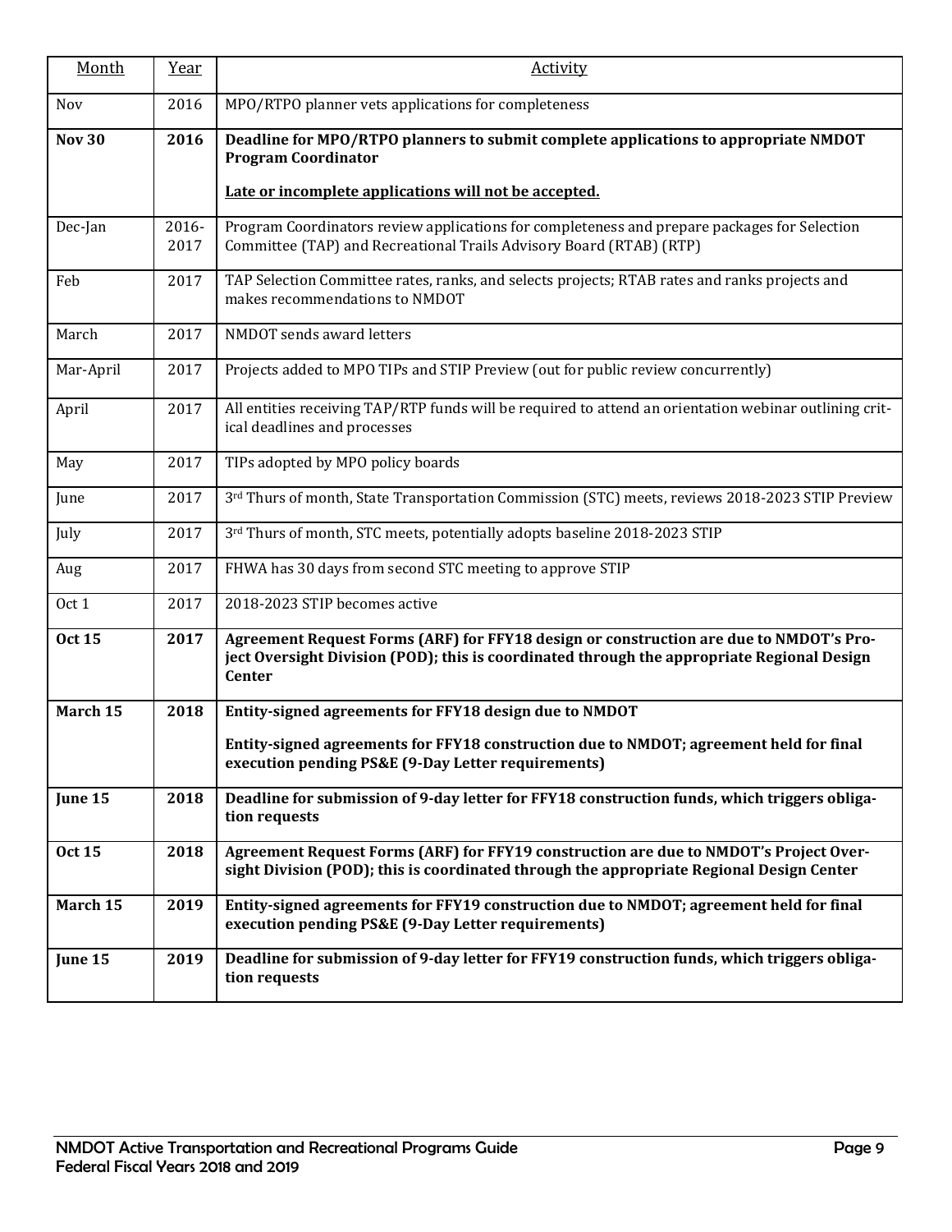| Month | Year | Activity |
|---|---|---|
| Nov | 2016 | MPO/RTPO planner vets applications for completeness |
| **Nov 30** | **2016** | **Deadline for MPO/RTPO planners to submit complete applications to appropriate NMDOT Program Coordinator**<br><br>**Late or incomplete applications will not be accepted.** |
| Dec-Jan | 2016-2017 | Program Coordinators review applications for completeness and prepare packages for Selection Committee (TAP) and Recreational Trails Advisory Board (RTAB) (RTP) |
| Feb | 2017 | TAP Selection Committee rates, ranks, and selects projects; RTAB rates and ranks projects and makes recommendations to NMDOT |
| March | 2017 | NMDOT sends award letters |
| Mar-April | 2017 | Projects added to MPO TIPs and STIP Preview (out for public review concurrently) |
| April | 2017 | All entities receiving TAP/RTP funds will be required to attend an orientation webinar outlining critical deadlines and processes |
| May | 2017 | TIPs adopted by MPO policy boards |
| June | 2017 | 3rd Thurs of month, State Transportation Commission (STC) meets, reviews 2018-2023 STIP Preview |
| July | 2017 | 3rd Thurs of month, STC meets, potentially adopts baseline 2018-2023 STIP |
| Aug | 2017 | FHWA has 30 days from second STC meeting to approve STIP |
| Oct 1 | 2017 | 2018-2023 STIP becomes active |
| **Oct 15** | **2017** | **Agreement Request Forms (ARF) for FFY18 design or construction are due to NMDOT's Project Oversight Division (POD); this is coordinated through the appropriate Regional Design Center** |
| **March 15** | **2018** | **Entity-signed agreements for FFY18 design due to NMDOT**<br><br>**Entity-signed agreements for FFY18 construction due to NMDOT; agreement held for final execution pending PS&E (9-Day Letter requirements)** |
| **June 15** | **2018** | **Deadline for submission of 9-day letter for FFY18 construction funds, which triggers obligation requests** |
| **Oct 15** | **2018** | **Agreement Request Forms (ARF) for FFY19 construction are due to NMDOT's Project Oversight Division (POD); this is coordinated through the appropriate Regional Design Center** |
| **March 15** | **2019** | **Entity-signed agreements for FFY19 construction due to NMDOT; agreement held for final execution pending PS&E (9-Day Letter requirements)** |
| **June 15** | **2019** | **Deadline for submission of 9-day letter for FFY19 construction funds, which triggers obligation requests** |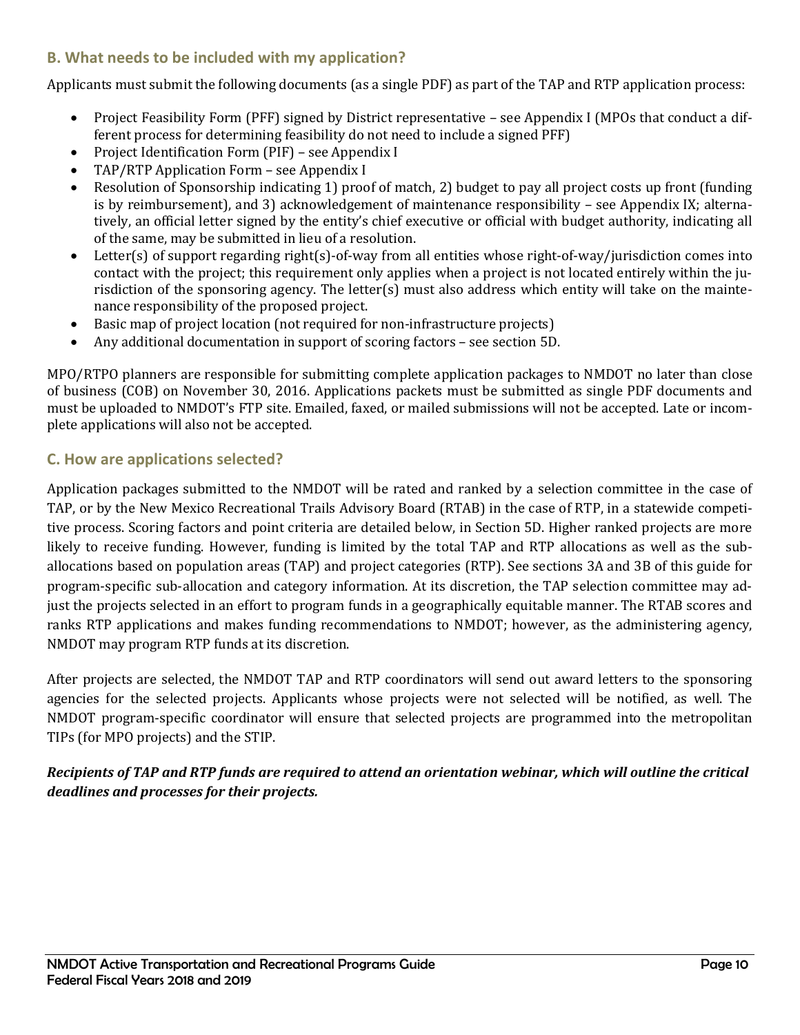## B. What needs to be included with my application?

Applicants must submit the following documents (as a single PDF) as part of the TAP and RTP application process:

- Project Feasibility Form (PFF) signed by District representative – see Appendix I (MPOs that conduct a different process for determining feasibility do not need to include a signed PFF)
- Project Identification Form (PIF) – see Appendix I
- TAP/RTP Application Form – see Appendix I
- Resolution of Sponsorship indicating 1) proof of match, 2) budget to pay all project costs up front (funding is by reimbursement), and 3) acknowledgement of maintenance responsibility – see Appendix IX; alternatively, an official letter signed by the entity's chief executive or official with budget authority, indicating all of the same, may be submitted in lieu of a resolution.
- Letter(s) of support regarding right(s)-of-way from all entities whose right-of-way/jurisdiction comes into contact with the project; this requirement only applies when a project is not located entirely within the jurisdiction of the sponsoring agency. The letter(s) must also address which entity will take on the maintenance responsibility of the proposed project.
- Basic map of project location (not required for non-infrastructure projects)
- Any additional documentation in support of scoring factors – see section 5D.

MPO/RTPO planners are responsible for submitting complete application packages to NMDOT no later than close of business (COB) on November 30, 2016. Applications packets must be submitted as single PDF documents and must be uploaded to NMDOT's FTP site. Emailed, faxed, or mailed submissions will not be accepted. Late or incomplete applications will also not be accepted.

## C. How are applications selected?

Application packages submitted to the NMDOT will be rated and ranked by a selection committee in the case of TAP, or by the New Mexico Recreational Trails Advisory Board (RTAB) in the case of RTP, in a statewide competitive process. Scoring factors and point criteria are detailed below, in Section 5D. Higher ranked projects are more likely to receive funding. However, funding is limited by the total TAP and RTP allocations as well as the sub-allocations based on population areas (TAP) and project categories (RTP). See sections 3A and 3B of this guide for program-specific sub-allocation and category information. At its discretion, the TAP selection committee may adjust the projects selected in an effort to program funds in a geographically equitable manner. The RTAB scores and ranks RTP applications and makes funding recommendations to NMDOT; however, as the administering agency, NMDOT may program RTP funds at its discretion.

After projects are selected, the NMDOT TAP and RTP coordinators will send out award letters to the sponsoring agencies for the selected projects. Applicants whose projects were not selected will be notified, as well. The NMDOT program-specific coordinator will ensure that selected projects are programmed into the metropolitan TIPs (for MPO projects) and the STIP.

***Recipients of TAP and RTP funds are required to attend an orientation webinar, which will outline the critical deadlines and processes for their projects.***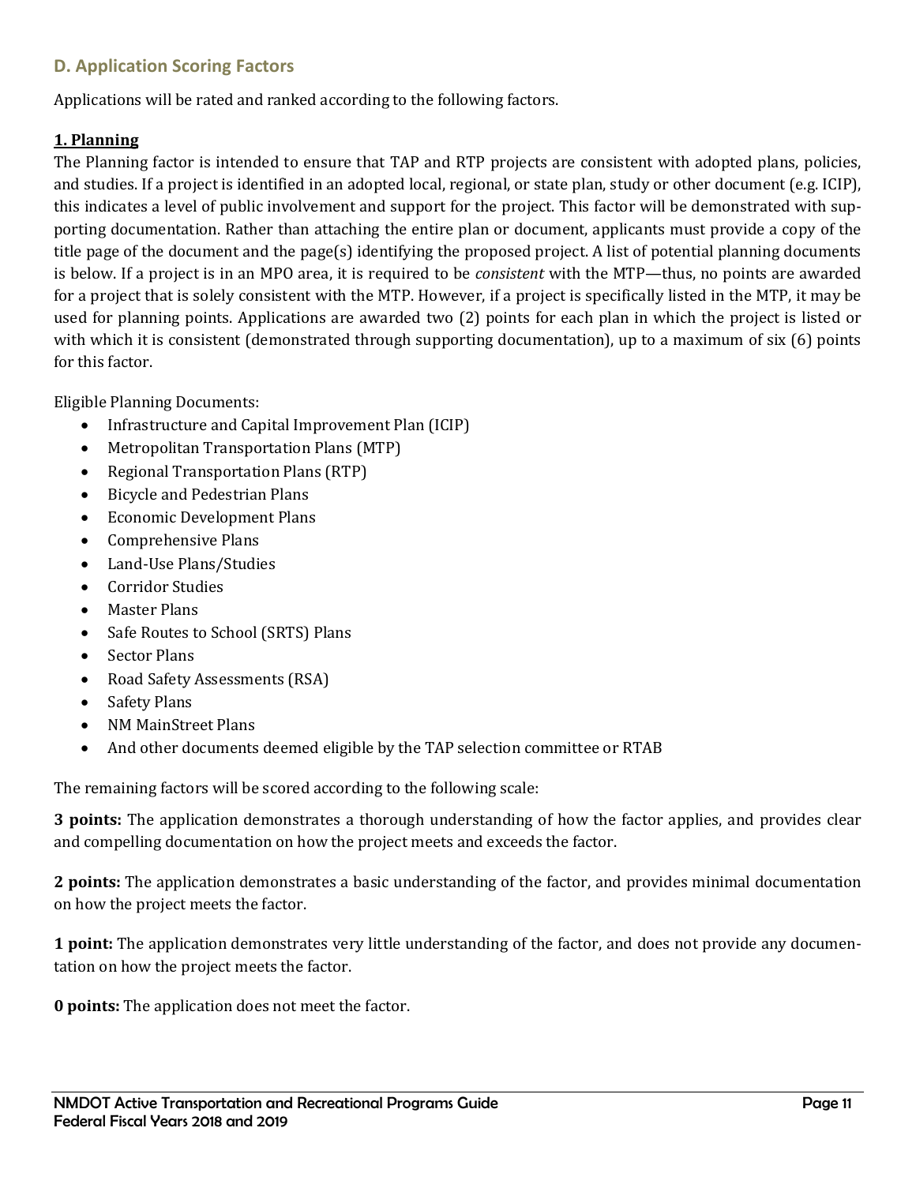## D. Application Scoring Factors

Applications will be rated and ranked according to the following factors.

### 1. Planning

The Planning factor is intended to ensure that TAP and RTP projects are consistent with adopted plans, policies, and studies. If a project is identified in an adopted local, regional, or state plan, study or other document (e.g. ICIP), this indicates a level of public involvement and support for the project. This factor will be demonstrated with supporting documentation. Rather than attaching the entire plan or document, applicants must provide a copy of the title page of the document and the page(s) identifying the proposed project. A list of potential planning documents is below. If a project is in an MPO area, it is required to be *consistent* with the MTP—thus, no points are awarded for a project that is solely consistent with the MTP. However, if a project is specifically listed in the MTP, it may be used for planning points. Applications are awarded two (2) points for each plan in which the project is listed or with which it is consistent (demonstrated through supporting documentation), up to a maximum of six (6) points for this factor.

Eligible Planning Documents:

- Infrastructure and Capital Improvement Plan (ICIP)
- Metropolitan Transportation Plans (MTP)
- Regional Transportation Plans (RTP)
- Bicycle and Pedestrian Plans
- Economic Development Plans
- Comprehensive Plans
- Land-Use Plans/Studies
- Corridor Studies
- Master Plans
- Safe Routes to School (SRTS) Plans
- Sector Plans
- Road Safety Assessments (RSA)
- Safety Plans
- NM MainStreet Plans
- And other documents deemed eligible by the TAP selection committee or RTAB

The remaining factors will be scored according to the following scale:

**3 points:** The application demonstrates a thorough understanding of how the factor applies, and provides clear and compelling documentation on how the project meets and exceeds the factor.

**2 points:** The application demonstrates a basic understanding of the factor, and provides minimal documentation on how the project meets the factor.

**1 point:** The application demonstrates very little understanding of the factor, and does not provide any documentation on how the project meets the factor.

**0 points:** The application does not meet the factor.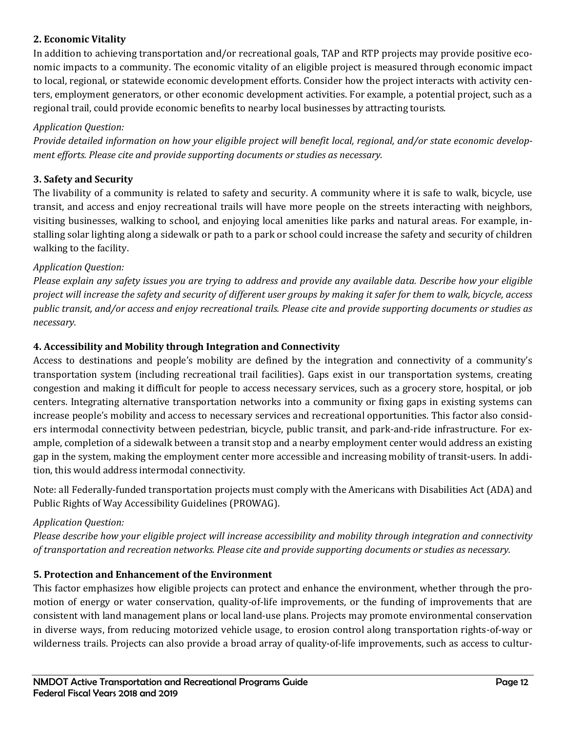### 2. Economic Vitality

In addition to achieving transportation and/or recreational goals, TAP and RTP projects may provide positive economic impacts to a community. The economic vitality of an eligible project is measured through economic impact to local, regional, or statewide economic development efforts. Consider how the project interacts with activity centers, employment generators, or other economic development activities. For example, a potential project, such as a regional trail, could provide economic benefits to nearby local businesses by attracting tourists.

*Application Question:*

*Provide detailed information on how your eligible project will benefit local, regional, and/or state economic development efforts. Please cite and provide supporting documents or studies as necessary.*

### 3. Safety and Security

The livability of a community is related to safety and security. A community where it is safe to walk, bicycle, use transit, and access and enjoy recreational trails will have more people on the streets interacting with neighbors, visiting businesses, walking to school, and enjoying local amenities like parks and natural areas. For example, installing solar lighting along a sidewalk or path to a park or school could increase the safety and security of children walking to the facility.

*Application Question:*

*Please explain any safety issues you are trying to address and provide any available data. Describe how your eligible project will increase the safety and security of different user groups by making it safer for them to walk, bicycle, access public transit, and/or access and enjoy recreational trails. Please cite and provide supporting documents or studies as necessary.*

### 4. Accessibility and Mobility through Integration and Connectivity

Access to destinations and people's mobility are defined by the integration and connectivity of a community's transportation system (including recreational trail facilities). Gaps exist in our transportation systems, creating congestion and making it difficult for people to access necessary services, such as a grocery store, hospital, or job centers. Integrating alternative transportation networks into a community or fixing gaps in existing systems can increase people's mobility and access to necessary services and recreational opportunities. This factor also considers intermodal connectivity between pedestrian, bicycle, public transit, and park-and-ride infrastructure. For example, completion of a sidewalk between a transit stop and a nearby employment center would address an existing gap in the system, making the employment center more accessible and increasing mobility of transit-users. In addition, this would address intermodal connectivity.

Note: all Federally-funded transportation projects must comply with the Americans with Disabilities Act (ADA) and Public Rights of Way Accessibility Guidelines (PROWAG).

*Application Question:*

*Please describe how your eligible project will increase accessibility and mobility through integration and connectivity of transportation and recreation networks. Please cite and provide supporting documents or studies as necessary.*

### 5. Protection and Enhancement of the Environment

This factor emphasizes how eligible projects can protect and enhance the environment, whether through the promotion of energy or water conservation, quality-of-life improvements, or the funding of improvements that are consistent with land management plans or local land-use plans. Projects may promote environmental conservation in diverse ways, from reducing motorized vehicle usage, to erosion control along transportation rights-of-way or wilderness trails. Projects can also provide a broad array of quality-of-life improvements, such as access to cultur-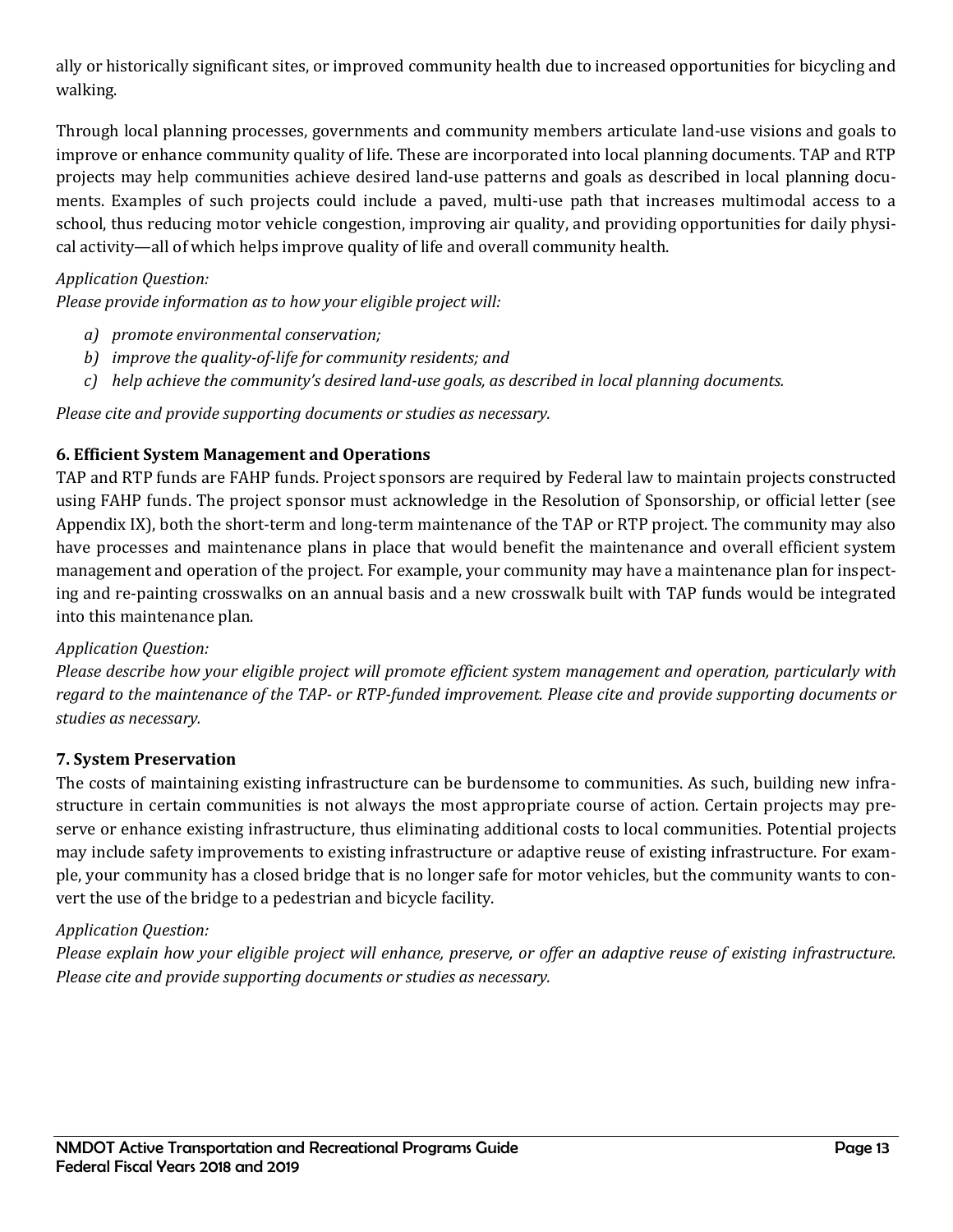ally or historically significant sites, or improved community health due to increased opportunities for bicycling and walking.

Through local planning processes, governments and community members articulate land-use visions and goals to improve or enhance community quality of life. These are incorporated into local planning documents. TAP and RTP projects may help communities achieve desired land-use patterns and goals as described in local planning documents. Examples of such projects could include a paved, multi-use path that increases multimodal access to a school, thus reducing motor vehicle congestion, improving air quality, and providing opportunities for daily physical activity—all of which helps improve quality of life and overall community health.

*Application Question:*
*Please provide information as to how your eligible project will:*

- *a) promote environmental conservation;*
- *b) improve the quality-of-life for community residents; and*
- *c) help achieve the community's desired land-use goals, as described in local planning documents.*

*Please cite and provide supporting documents or studies as necessary.*

### 6. Efficient System Management and Operations

TAP and RTP funds are FAHP funds. Project sponsors are required by Federal law to maintain projects constructed using FAHP funds. The project sponsor must acknowledge in the Resolution of Sponsorship, or official letter (see Appendix IX), both the short-term and long-term maintenance of the TAP or RTP project. The community may also have processes and maintenance plans in place that would benefit the maintenance and overall efficient system management and operation of the project. For example, your community may have a maintenance plan for inspecting and re-painting crosswalks on an annual basis and a new crosswalk built with TAP funds would be integrated into this maintenance plan.

*Application Question:*
*Please describe how your eligible project will promote efficient system management and operation, particularly with regard to the maintenance of the TAP- or RTP-funded improvement. Please cite and provide supporting documents or studies as necessary.*

### 7. System Preservation

The costs of maintaining existing infrastructure can be burdensome to communities. As such, building new infrastructure in certain communities is not always the most appropriate course of action. Certain projects may preserve or enhance existing infrastructure, thus eliminating additional costs to local communities. Potential projects may include safety improvements to existing infrastructure or adaptive reuse of existing infrastructure. For example, your community has a closed bridge that is no longer safe for motor vehicles, but the community wants to convert the use of the bridge to a pedestrian and bicycle facility.

*Application Question:*
*Please explain how your eligible project will enhance, preserve, or offer an adaptive reuse of existing infrastructure. Please cite and provide supporting documents or studies as necessary.*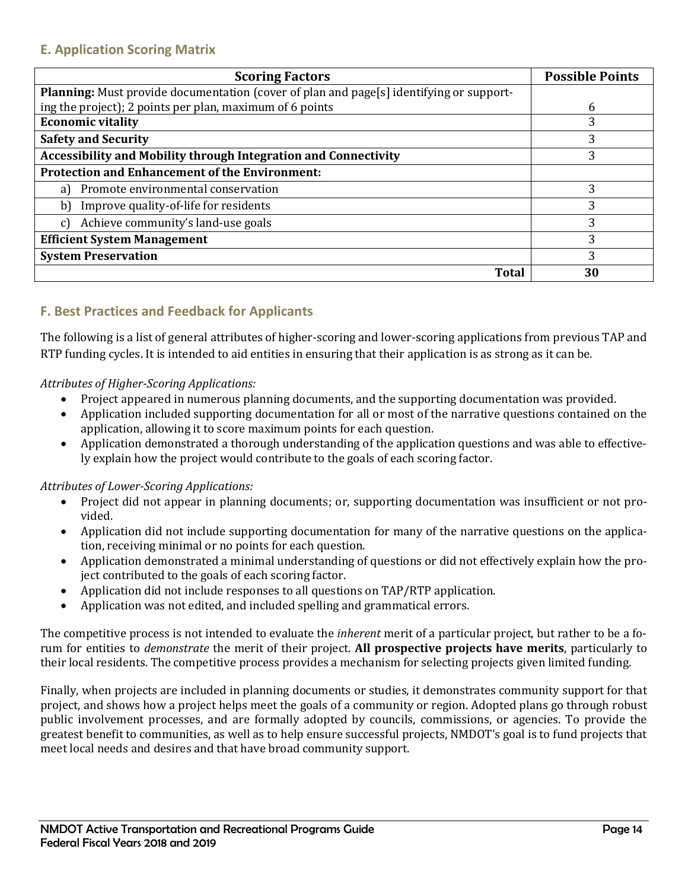## E. Application Scoring Matrix

| Scoring Factors | Possible Points |
|---|---|
| **Planning:** Must provide documentation (cover of plan and page[s] identifying or supporting the project); 2 points per plan, maximum of 6 points | 6 |
| **Economic vitality** | 3 |
| **Safety and Security** | 3 |
| **Accessibility and Mobility through Integration and Connectivity** | 3 |
| **Protection and Enhancement of the Environment:** | |
| a) Promote environmental conservation | 3 |
| b) Improve quality-of-life for residents | 3 |
| c) Achieve community's land-use goals | 3 |
| **Efficient System Management** | 3 |
| **System Preservation** | 3 |
| **Total** | **30** |

## F. Best Practices and Feedback for Applicants

The following is a list of general attributes of higher-scoring and lower-scoring applications from previous TAP and RTP funding cycles. It is intended to aid entities in ensuring that their application is as strong as it can be.

*Attributes of Higher-Scoring Applications:*

- Project appeared in numerous planning documents, and the supporting documentation was provided.
- Application included supporting documentation for all or most of the narrative questions contained on the application, allowing it to score maximum points for each question.
- Application demonstrated a thorough understanding of the application questions and was able to effectively explain how the project would contribute to the goals of each scoring factor.

*Attributes of Lower-Scoring Applications:*

- Project did not appear in planning documents; or, supporting documentation was insufficient or not provided.
- Application did not include supporting documentation for many of the narrative questions on the application, receiving minimal or no points for each question.
- Application demonstrated a minimal understanding of questions or did not effectively explain how the project contributed to the goals of each scoring factor.
- Application did not include responses to all questions on TAP/RTP application.
- Application was not edited, and included spelling and grammatical errors.

The competitive process is not intended to evaluate the *inherent* merit of a particular project, but rather to be a forum for entities to *demonstrate* the merit of their project. **All prospective projects have merits**, particularly to their local residents. The competitive process provides a mechanism for selecting projects given limited funding.

Finally, when projects are included in planning documents or studies, it demonstrates community support for that project, and shows how a project helps meet the goals of a community or region. Adopted plans go through robust public involvement processes, and are formally adopted by councils, commissions, or agencies. To provide the greatest benefit to communities, as well as to help ensure successful projects, NMDOT's goal is to fund projects that meet local needs and desires and that have broad community support.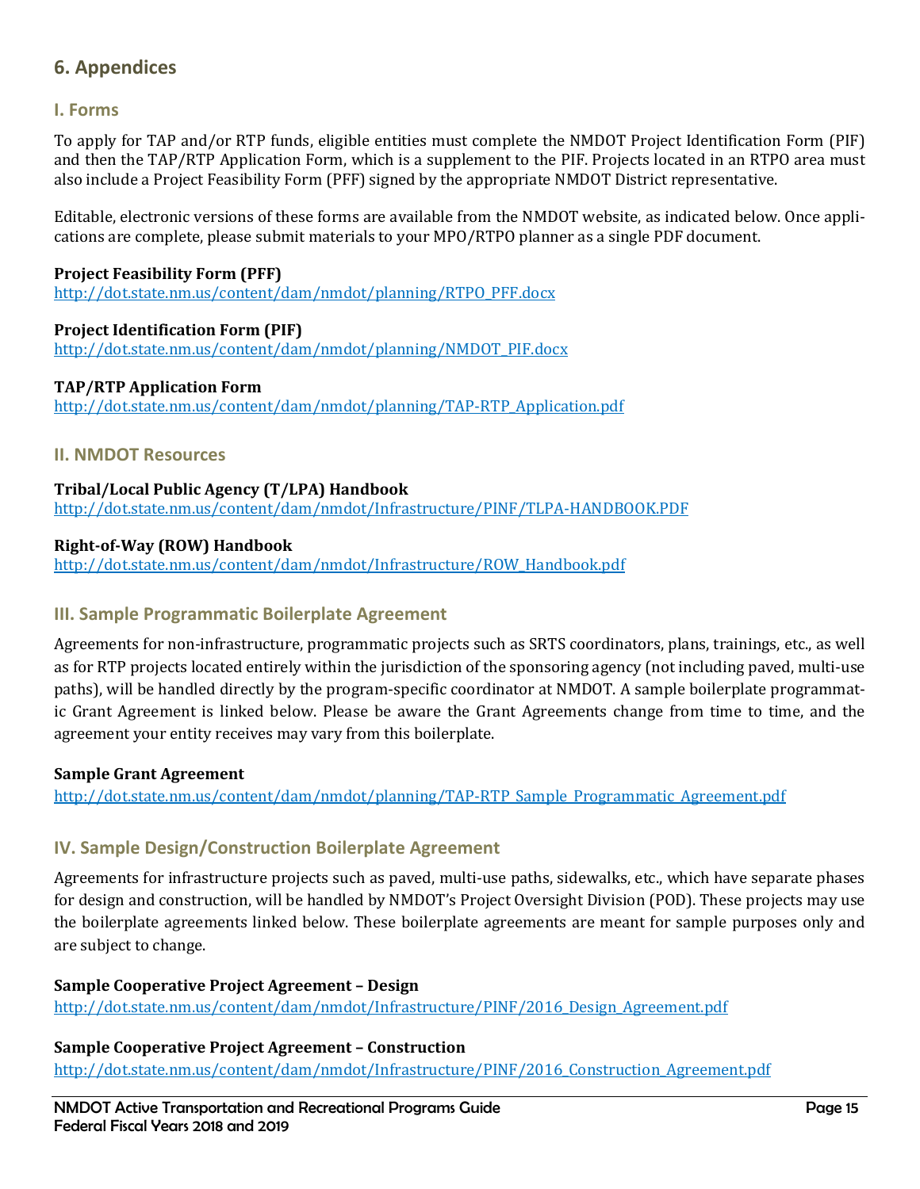## 6. Appendices

### I. Forms

To apply for TAP and/or RTP funds, eligible entities must complete the NMDOT Project Identification Form (PIF) and then the TAP/RTP Application Form, which is a supplement to the PIF. Projects located in an RTPO area must also include a Project Feasibility Form (PFF) signed by the appropriate NMDOT District representative.

Editable, electronic versions of these forms are available from the NMDOT website, as indicated below. Once applications are complete, please submit materials to your MPO/RTPO planner as a single PDF document.

**Project Feasibility Form (PFF)**
http://dot.state.nm.us/content/dam/nmdot/planning/RTPO_PFF.docx

**Project Identification Form (PIF)**
http://dot.state.nm.us/content/dam/nmdot/planning/NMDOT_PIF.docx

**TAP/RTP Application Form**
http://dot.state.nm.us/content/dam/nmdot/planning/TAP-RTP_Application.pdf

### II. NMDOT Resources

**Tribal/Local Public Agency (T/LPA) Handbook**
http://dot.state.nm.us/content/dam/nmdot/Infrastructure/PINF/TLPA-HANDBOOK.PDF

**Right-of-Way (ROW) Handbook**
http://dot.state.nm.us/content/dam/nmdot/Infrastructure/ROW_Handbook.pdf

### III. Sample Programmatic Boilerplate Agreement

Agreements for non-infrastructure, programmatic projects such as SRTS coordinators, plans, trainings, etc., as well as for RTP projects located entirely within the jurisdiction of the sponsoring agency (not including paved, multi-use paths), will be handled directly by the program-specific coordinator at NMDOT. A sample boilerplate programmatic Grant Agreement is linked below. Please be aware the Grant Agreements change from time to time, and the agreement your entity receives may vary from this boilerplate.

**Sample Grant Agreement**
http://dot.state.nm.us/content/dam/nmdot/planning/TAP-RTP_Sample_Programmatic_Agreement.pdf

### IV. Sample Design/Construction Boilerplate Agreement

Agreements for infrastructure projects such as paved, multi-use paths, sidewalks, etc., which have separate phases for design and construction, will be handled by NMDOT's Project Oversight Division (POD). These projects may use the boilerplate agreements linked below. These boilerplate agreements are meant for sample purposes only and are subject to change.

**Sample Cooperative Project Agreement – Design**
http://dot.state.nm.us/content/dam/nmdot/Infrastructure/PINF/2016_Design_Agreement.pdf

**Sample Cooperative Project Agreement – Construction**
http://dot.state.nm.us/content/dam/nmdot/Infrastructure/PINF/2016_Construction_Agreement.pdf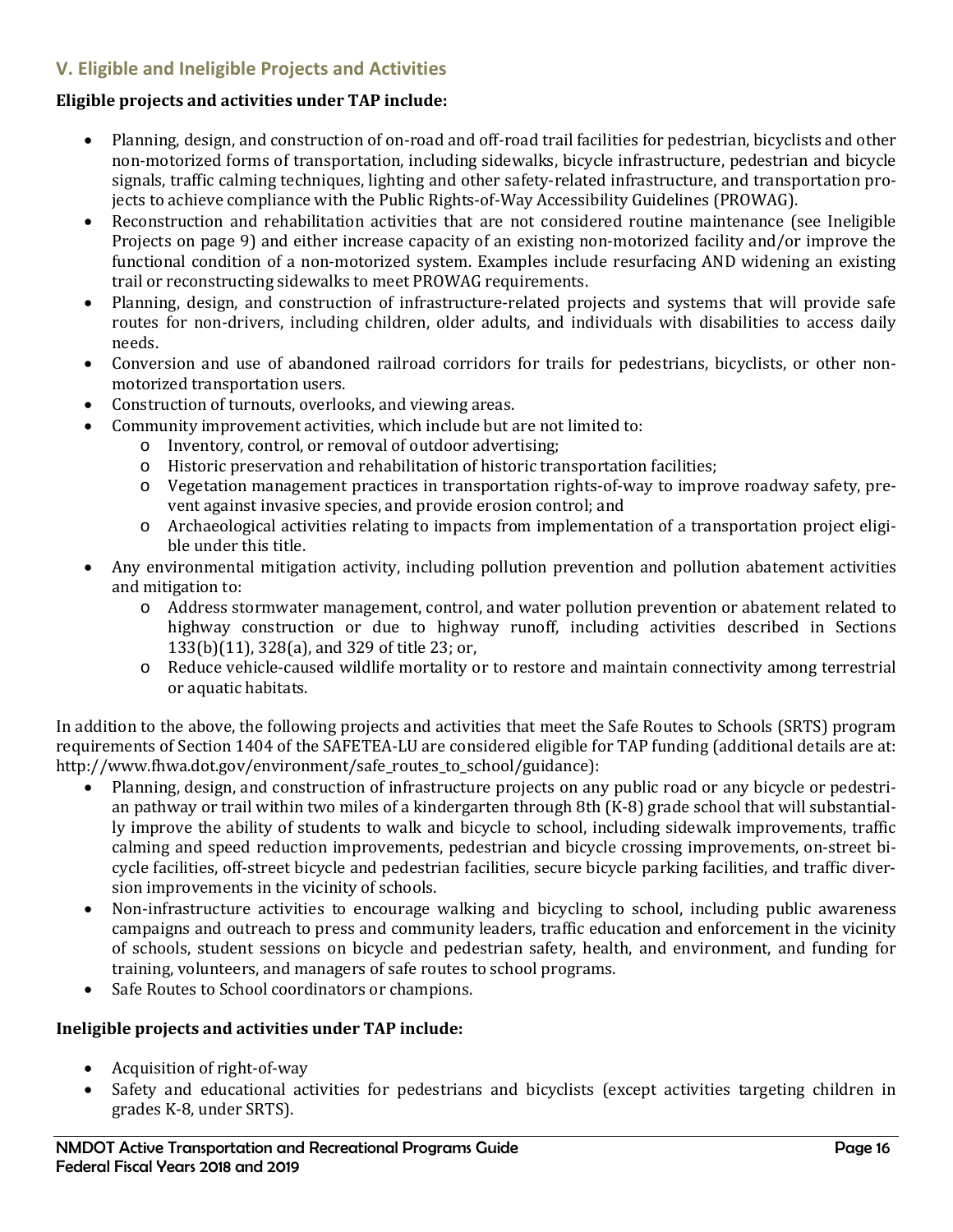## V. Eligible and Ineligible Projects and Activities

**Eligible projects and activities under TAP include:**

- Planning, design, and construction of on-road and off-road trail facilities for pedestrian, bicyclists and other non-motorized forms of transportation, including sidewalks, bicycle infrastructure, pedestrian and bicycle signals, traffic calming techniques, lighting and other safety-related infrastructure, and transportation projects to achieve compliance with the Public Rights-of-Way Accessibility Guidelines (PROWAG).
- Reconstruction and rehabilitation activities that are not considered routine maintenance (see Ineligible Projects on page 9) and either increase capacity of an existing non-motorized facility and/or improve the functional condition of a non-motorized system. Examples include resurfacing AND widening an existing trail or reconstructing sidewalks to meet PROWAG requirements.
- Planning, design, and construction of infrastructure-related projects and systems that will provide safe routes for non-drivers, including children, older adults, and individuals with disabilities to access daily needs.
- Conversion and use of abandoned railroad corridors for trails for pedestrians, bicyclists, or other non-motorized transportation users.
- Construction of turnouts, overlooks, and viewing areas.
- Community improvement activities, which include but are not limited to:
  - Inventory, control, or removal of outdoor advertising;
  - Historic preservation and rehabilitation of historic transportation facilities;
  - Vegetation management practices in transportation rights-of-way to improve roadway safety, prevent against invasive species, and provide erosion control; and
  - Archaeological activities relating to impacts from implementation of a transportation project eligible under this title.
- Any environmental mitigation activity, including pollution prevention and pollution abatement activities and mitigation to:
  - Address stormwater management, control, and water pollution prevention or abatement related to highway construction or due to highway runoff, including activities described in Sections 133(b)(11), 328(a), and 329 of title 23; or,
  - Reduce vehicle-caused wildlife mortality or to restore and maintain connectivity among terrestrial or aquatic habitats.

In addition to the above, the following projects and activities that meet the Safe Routes to Schools (SRTS) program requirements of Section 1404 of the SAFETEA-LU are considered eligible for TAP funding (additional details are at: http://www.fhwa.dot.gov/environment/safe_routes_to_school/guidance):

- Planning, design, and construction of infrastructure projects on any public road or any bicycle or pedestrian pathway or trail within two miles of a kindergarten through 8th (K-8) grade school that will substantially improve the ability of students to walk and bicycle to school, including sidewalk improvements, traffic calming and speed reduction improvements, pedestrian and bicycle crossing improvements, on-street bicycle facilities, off-street bicycle and pedestrian facilities, secure bicycle parking facilities, and traffic diversion improvements in the vicinity of schools.
- Non-infrastructure activities to encourage walking and bicycling to school, including public awareness campaigns and outreach to press and community leaders, traffic education and enforcement in the vicinity of schools, student sessions on bicycle and pedestrian safety, health, and environment, and funding for training, volunteers, and managers of safe routes to school programs.
- Safe Routes to School coordinators or champions.

**Ineligible projects and activities under TAP include:**

- Acquisition of right-of-way
- Safety and educational activities for pedestrians and bicyclists (except activities targeting children in grades K-8, under SRTS).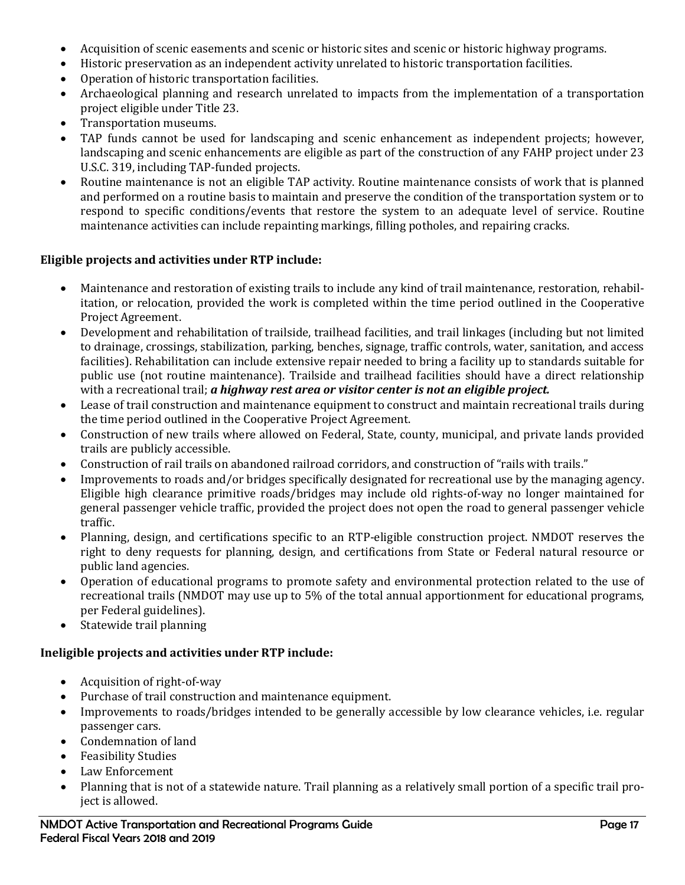- Acquisition of scenic easements and scenic or historic sites and scenic or historic highway programs.
- Historic preservation as an independent activity unrelated to historic transportation facilities.
- Operation of historic transportation facilities.
- Archaeological planning and research unrelated to impacts from the implementation of a transportation project eligible under Title 23.
- Transportation museums.
- TAP funds cannot be used for landscaping and scenic enhancement as independent projects; however, landscaping and scenic enhancements are eligible as part of the construction of any FAHP project under 23 U.S.C. 319, including TAP-funded projects.
- Routine maintenance is not an eligible TAP activity. Routine maintenance consists of work that is planned and performed on a routine basis to maintain and preserve the condition of the transportation system or to respond to specific conditions/events that restore the system to an adequate level of service. Routine maintenance activities can include repainting markings, filling potholes, and repairing cracks.

**Eligible projects and activities under RTP include:**

- Maintenance and restoration of existing trails to include any kind of trail maintenance, restoration, rehabilitation, or relocation, provided the work is completed within the time period outlined in the Cooperative Project Agreement.
- Development and rehabilitation of trailside, trailhead facilities, and trail linkages (including but not limited to drainage, crossings, stabilization, parking, benches, signage, traffic controls, water, sanitation, and access facilities). Rehabilitation can include extensive repair needed to bring a facility up to standards suitable for public use (not routine maintenance). Trailside and trailhead facilities should have a direct relationship with a recreational trail; ***a highway rest area or visitor center is not an eligible project.***
- Lease of trail construction and maintenance equipment to construct and maintain recreational trails during the time period outlined in the Cooperative Project Agreement.
- Construction of new trails where allowed on Federal, State, county, municipal, and private lands provided trails are publicly accessible.
- Construction of rail trails on abandoned railroad corridors, and construction of "rails with trails."
- Improvements to roads and/or bridges specifically designated for recreational use by the managing agency. Eligible high clearance primitive roads/bridges may include old rights-of-way no longer maintained for general passenger vehicle traffic, provided the project does not open the road to general passenger vehicle traffic.
- Planning, design, and certifications specific to an RTP-eligible construction project. NMDOT reserves the right to deny requests for planning, design, and certifications from State or Federal natural resource or public land agencies.
- Operation of educational programs to promote safety and environmental protection related to the use of recreational trails (NMDOT may use up to 5% of the total annual apportionment for educational programs, per Federal guidelines).
- Statewide trail planning

**Ineligible projects and activities under RTP include:**

- Acquisition of right-of-way
- Purchase of trail construction and maintenance equipment.
- Improvements to roads/bridges intended to be generally accessible by low clearance vehicles, i.e. regular passenger cars.
- Condemnation of land
- Feasibility Studies
- Law Enforcement
- Planning that is not of a statewide nature. Trail planning as a relatively small portion of a specific trail project is allowed.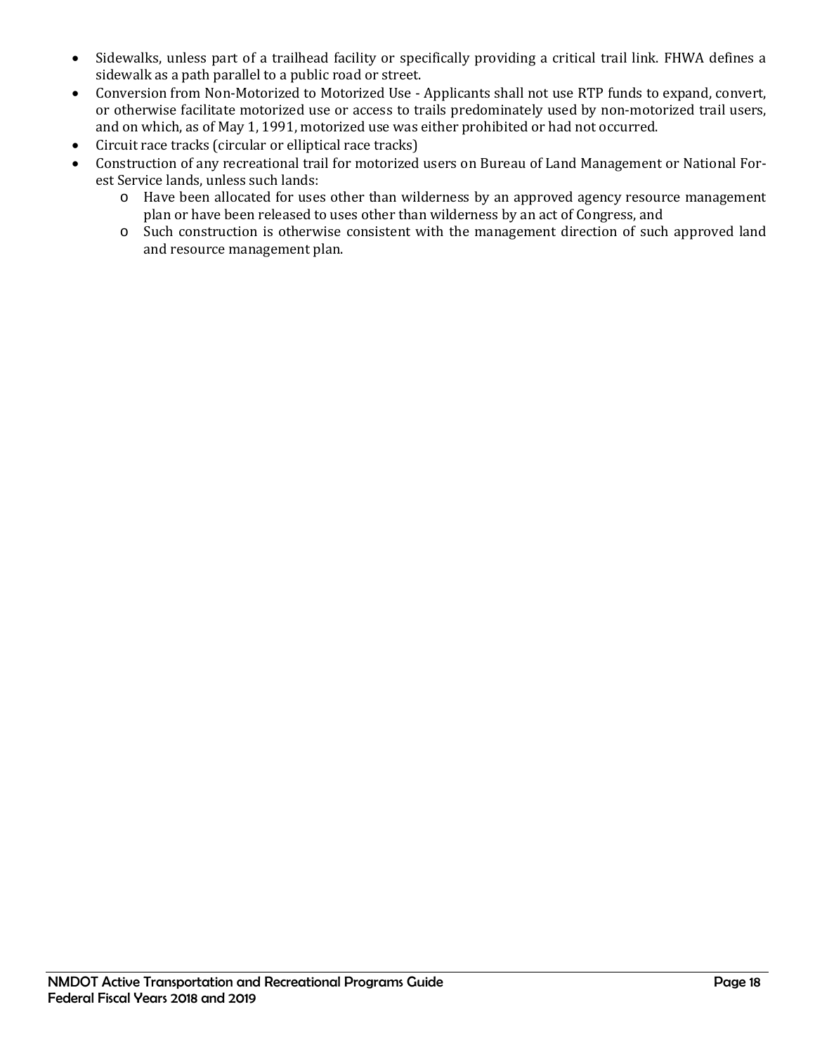- Sidewalks, unless part of a trailhead facility or specifically providing a critical trail link. FHWA defines a sidewalk as a path parallel to a public road or street.
- Conversion from Non-Motorized to Motorized Use - Applicants shall not use RTP funds to expand, convert, or otherwise facilitate motorized use or access to trails predominately used by non-motorized trail users, and on which, as of May 1, 1991, motorized use was either prohibited or had not occurred.
- Circuit race tracks (circular or elliptical race tracks)
- Construction of any recreational trail for motorized users on Bureau of Land Management or National Forest Service lands, unless such lands:
  - Have been allocated for uses other than wilderness by an approved agency resource management plan or have been released to uses other than wilderness by an act of Congress, and
  - Such construction is otherwise consistent with the management direction of such approved land and resource management plan.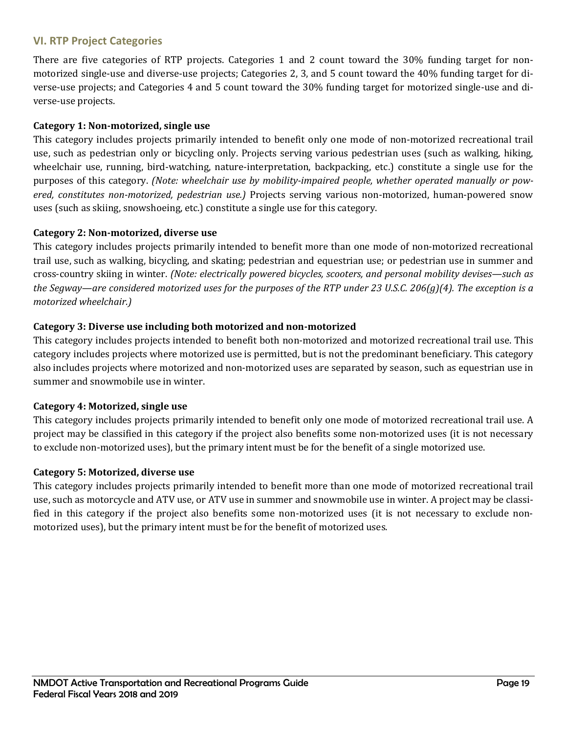## VI. RTP Project Categories

There are five categories of RTP projects. Categories 1 and 2 count toward the 30% funding target for non-motorized single-use and diverse-use projects; Categories 2, 3, and 5 count toward the 40% funding target for diverse-use projects; and Categories 4 and 5 count toward the 30% funding target for motorized single-use and diverse-use projects.

**Category 1: Non-motorized, single use**

This category includes projects primarily intended to benefit only one mode of non-motorized recreational trail use, such as pedestrian only or bicycling only. Projects serving various pedestrian uses (such as walking, hiking, wheelchair use, running, bird-watching, nature-interpretation, backpacking, etc.) constitute a single use for the purposes of this category. *(Note: wheelchair use by mobility-impaired people, whether operated manually or powered, constitutes non-motorized, pedestrian use.)* Projects serving various non-motorized, human-powered snow uses (such as skiing, snowshoeing, etc.) constitute a single use for this category.

**Category 2: Non-motorized, diverse use**

This category includes projects primarily intended to benefit more than one mode of non-motorized recreational trail use, such as walking, bicycling, and skating; pedestrian and equestrian use; or pedestrian use in summer and cross-country skiing in winter. *(Note: electrically powered bicycles, scooters, and personal mobility devises—such as the Segway—are considered motorized uses for the purposes of the RTP under 23 U.S.C. 206(g)(4). The exception is a motorized wheelchair.)*

**Category 3: Diverse use including both motorized and non-motorized**

This category includes projects intended to benefit both non-motorized and motorized recreational trail use. This category includes projects where motorized use is permitted, but is not the predominant beneficiary. This category also includes projects where motorized and non-motorized uses are separated by season, such as equestrian use in summer and snowmobile use in winter.

**Category 4: Motorized, single use**

This category includes projects primarily intended to benefit only one mode of motorized recreational trail use. A project may be classified in this category if the project also benefits some non-motorized uses (it is not necessary to exclude non-motorized uses), but the primary intent must be for the benefit of a single motorized use.

**Category 5: Motorized, diverse use**

This category includes projects primarily intended to benefit more than one mode of motorized recreational trail use, such as motorcycle and ATV use, or ATV use in summer and snowmobile use in winter. A project may be classified in this category if the project also benefits some non-motorized uses (it is not necessary to exclude non-motorized uses), but the primary intent must be for the benefit of motorized uses.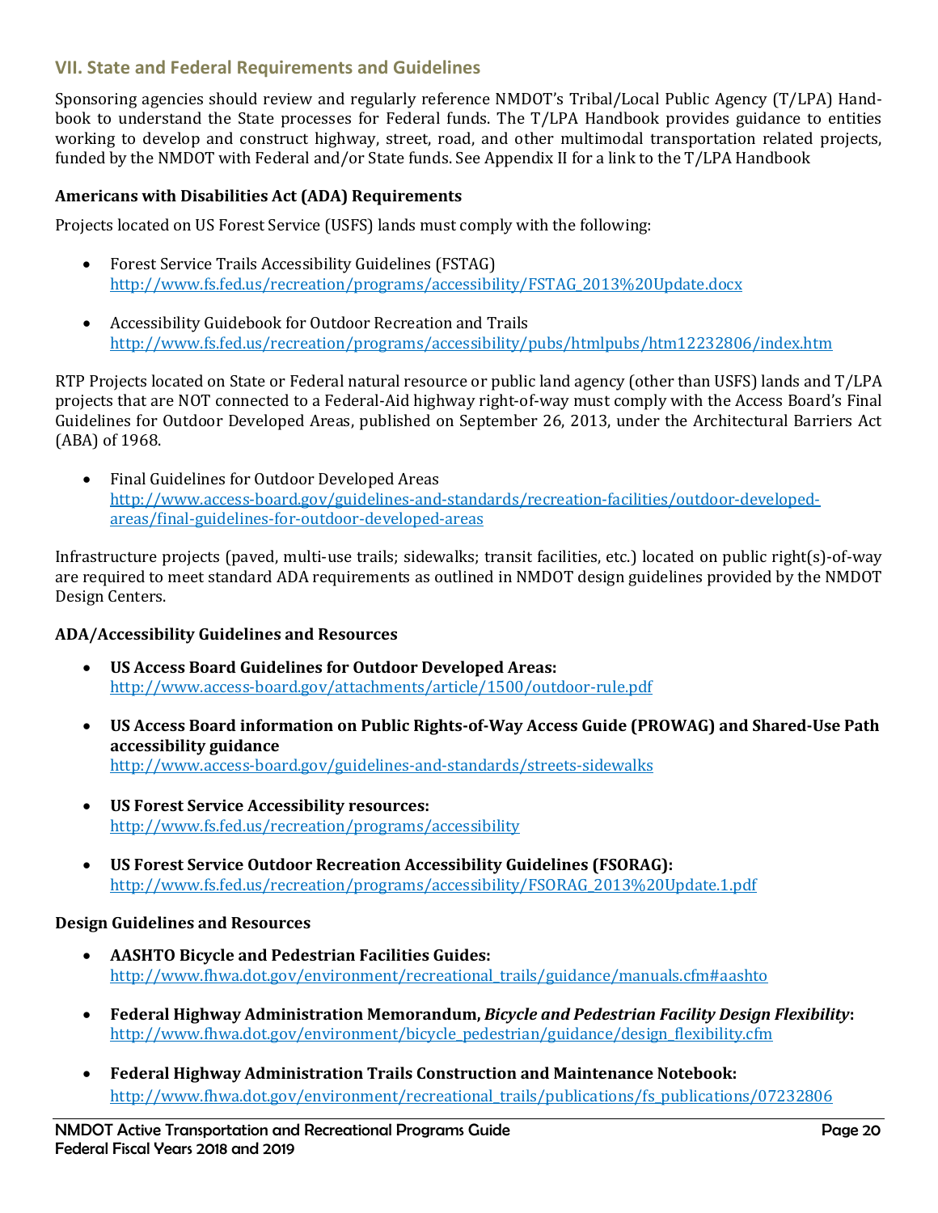## VII. State and Federal Requirements and Guidelines

Sponsoring agencies should review and regularly reference NMDOT's Tribal/Local Public Agency (T/LPA) Handbook to understand the State processes for Federal funds. The T/LPA Handbook provides guidance to entities working to develop and construct highway, street, road, and other multimodal transportation related projects, funded by the NMDOT with Federal and/or State funds. See Appendix II for a link to the T/LPA Handbook

**Americans with Disabilities Act (ADA) Requirements**

Projects located on US Forest Service (USFS) lands must comply with the following:

- Forest Service Trails Accessibility Guidelines (FSTAG) http://www.fs.fed.us/recreation/programs/accessibility/FSTAG_2013%20Update.docx
- Accessibility Guidebook for Outdoor Recreation and Trails http://www.fs.fed.us/recreation/programs/accessibility/pubs/htmlpubs/htm12232806/index.htm

RTP Projects located on State or Federal natural resource or public land agency (other than USFS) lands and T/LPA projects that are NOT connected to a Federal-Aid highway right-of-way must comply with the Access Board's Final Guidelines for Outdoor Developed Areas, published on September 26, 2013, under the Architectural Barriers Act (ABA) of 1968.

- Final Guidelines for Outdoor Developed Areas http://www.access-board.gov/guidelines-and-standards/recreation-facilities/outdoor-developed-areas/final-guidelines-for-outdoor-developed-areas

Infrastructure projects (paved, multi-use trails; sidewalks; transit facilities, etc.) located on public right(s)-of-way are required to meet standard ADA requirements as outlined in NMDOT design guidelines provided by the NMDOT Design Centers.

**ADA/Accessibility Guidelines and Resources**

- **US Access Board Guidelines for Outdoor Developed Areas:** http://www.access-board.gov/attachments/article/1500/outdoor-rule.pdf
- **US Access Board information on Public Rights-of-Way Access Guide (PROWAG) and Shared-Use Path accessibility guidance** http://www.access-board.gov/guidelines-and-standards/streets-sidewalks
- **US Forest Service Accessibility resources:** http://www.fs.fed.us/recreation/programs/accessibility
- **US Forest Service Outdoor Recreation Accessibility Guidelines (FSORAG):** http://www.fs.fed.us/recreation/programs/accessibility/FSORAG_2013%20Update.1.pdf

**Design Guidelines and Resources**

- **AASHTO Bicycle and Pedestrian Facilities Guides:** http://www.fhwa.dot.gov/environment/recreational_trails/guidance/manuals.cfm#aashto
- **Federal Highway Administration Memorandum, *Bicycle and Pedestrian Facility Design Flexibility*:** http://www.fhwa.dot.gov/environment/bicycle_pedestrian/guidance/design_flexibility.cfm
- **Federal Highway Administration Trails Construction and Maintenance Notebook:** http://www.fhwa.dot.gov/environment/recreational_trails/publications/fs_publications/07232806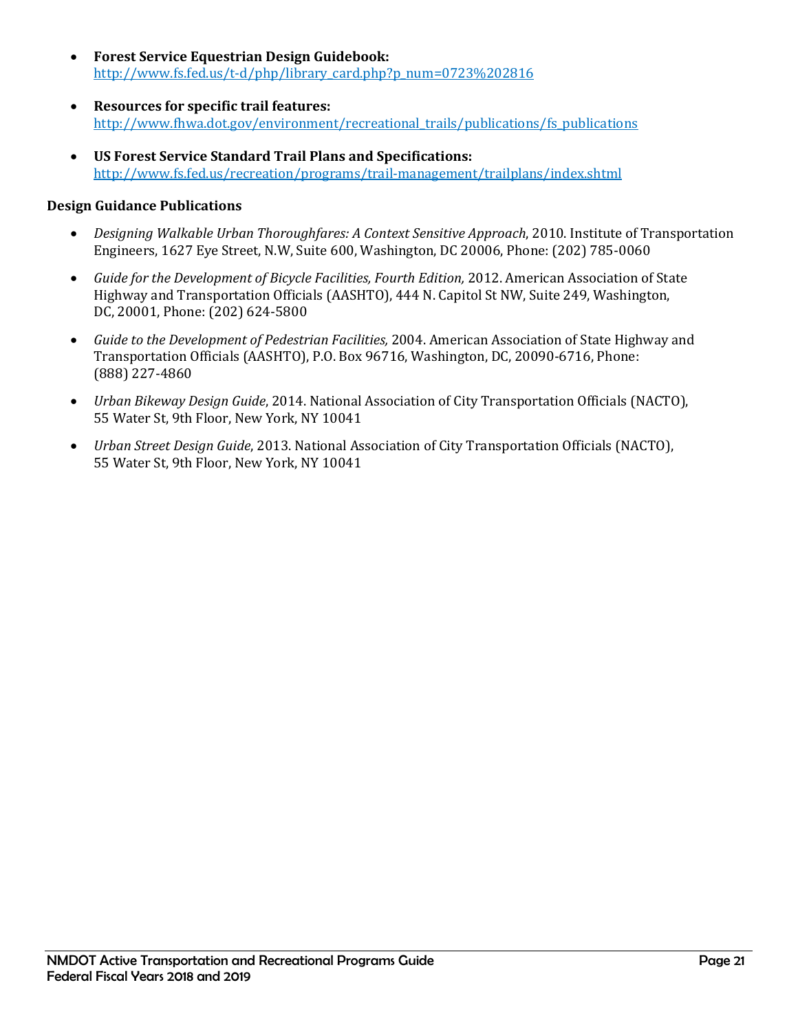- **Forest Service Equestrian Design Guidebook:** http://www.fs.fed.us/t-d/php/library_card.php?p_num=0723%202816

- **Resources for specific trail features:** http://www.fhwa.dot.gov/environment/recreational_trails/publications/fs_publications

- **US Forest Service Standard Trail Plans and Specifications:** http://www.fs.fed.us/recreation/programs/trail-management/trailplans/index.shtml

**Design Guidance Publications**

- *Designing Walkable Urban Thoroughfares: A Context Sensitive Approach*, 2010. Institute of Transportation Engineers, 1627 Eye Street, N.W, Suite 600, Washington, DC 20006, Phone: (202) 785-0060

- *Guide for the Development of Bicycle Facilities, Fourth Edition,* 2012. American Association of State Highway and Transportation Officials (AASHTO), 444 N. Capitol St NW, Suite 249, Washington, DC, 20001, Phone: (202) 624-5800

- *Guide to the Development of Pedestrian Facilities,* 2004. American Association of State Highway and Transportation Officials (AASHTO), P.O. Box 96716, Washington, DC, 20090-6716, Phone: (888) 227-4860

- *Urban Bikeway Design Guide*, 2014. National Association of City Transportation Officials (NACTO), 55 Water St, 9th Floor, New York, NY 10041

- *Urban Street Design Guide*, 2013. National Association of City Transportation Officials (NACTO), 55 Water St, 9th Floor, New York, NY 10041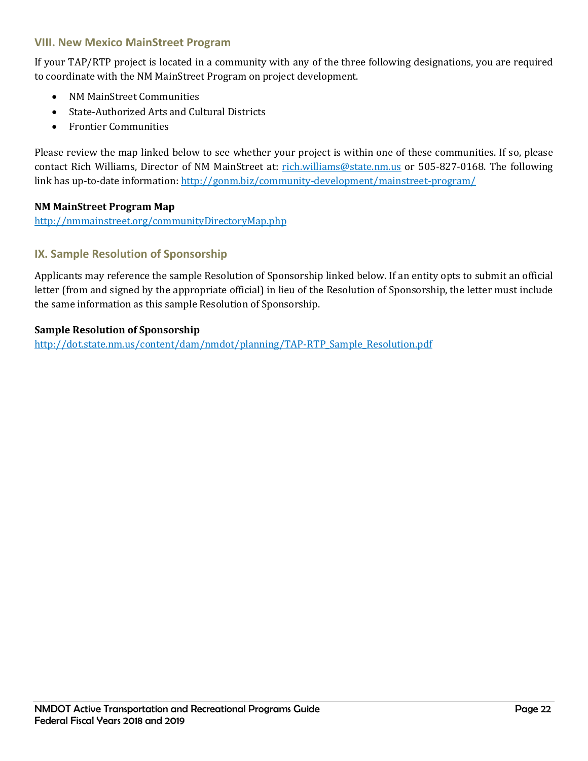## VIII. New Mexico MainStreet Program

If your TAP/RTP project is located in a community with any of the three following designations, you are required to coordinate with the NM MainStreet Program on project development.

- NM MainStreet Communities
- State-Authorized Arts and Cultural Districts
- Frontier Communities

Please review the map linked below to see whether your project is within one of these communities. If so, please contact Rich Williams, Director of NM MainStreet at: rich.williams@state.nm.us or 505-827-0168. The following link has up-to-date information: http://gonm.biz/community-development/mainstreet-program/

**NM MainStreet Program Map**
http://nmmainstreet.org/communityDirectoryMap.php

## IX. Sample Resolution of Sponsorship

Applicants may reference the sample Resolution of Sponsorship linked below. If an entity opts to submit an official letter (from and signed by the appropriate official) in lieu of the Resolution of Sponsorship, the letter must include the same information as this sample Resolution of Sponsorship.

**Sample Resolution of Sponsorship**
http://dot.state.nm.us/content/dam/nmdot/planning/TAP-RTP_Sample_Resolution.pdf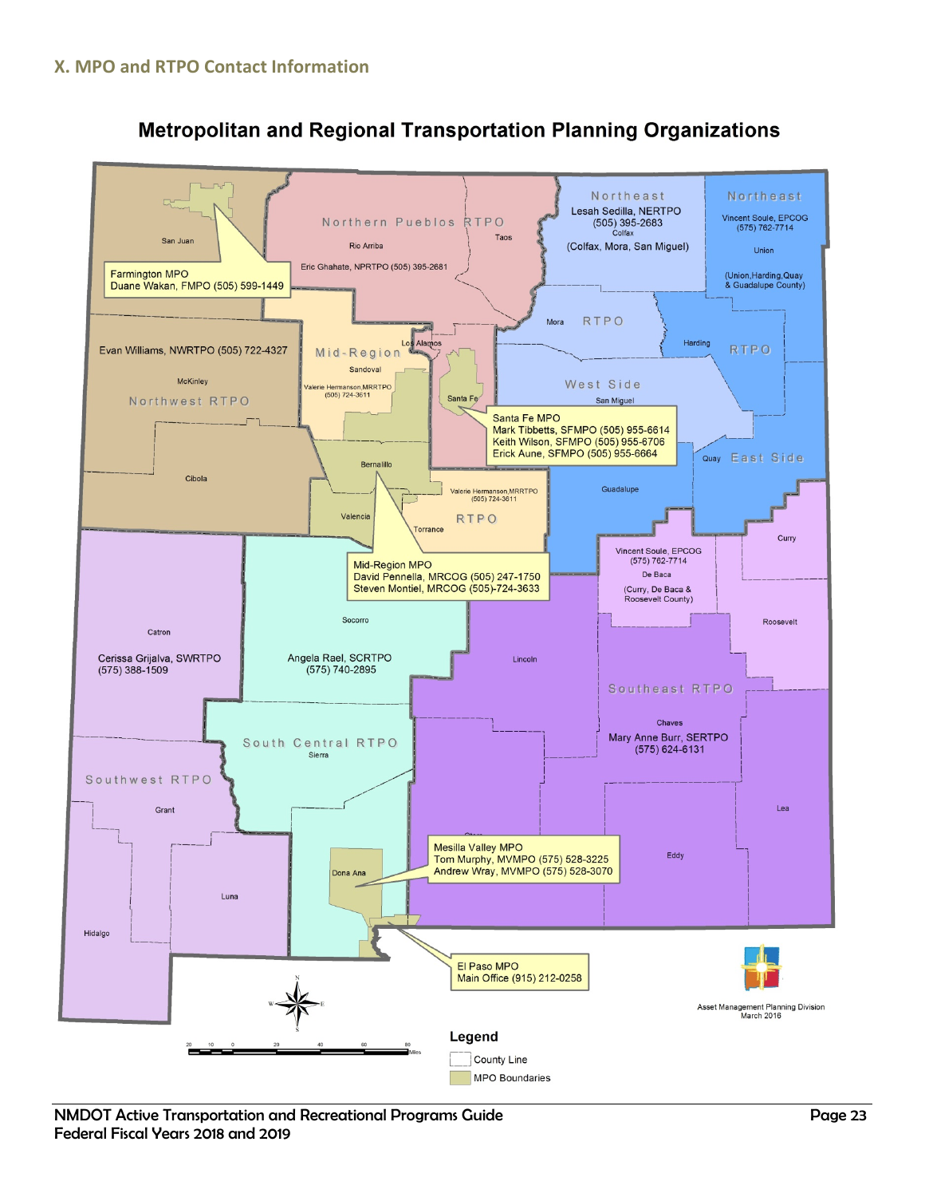## X. MPO and RTPO Contact Information

### Metropolitan and Regional Transportation Planning Organizations

**Farmington MPO**
Duane Wakan, FMPO (505) 599-1449

**Northwest RTPO**
Evan Williams, NWRTPO (505) 722-4327
(San Juan, McKinley, Cibola)

**Northern Pueblos RTPO**
Eric Ghahate, NPRTPO (505) 395-2681
(Rio Arriba, Taos)

**Northeast RTPO**
Lesah Sedilla, NERTPO (505) 395-2683
(Colfax, Mora, San Miguel)

**Northeast RTPO**
Vincent Soule, EPCOG (575) 762-7714
(Union, Harding, Quay & Guadalupe County)

**Mid-Region RTPO**
Valerie Hermanson, MRRTPO (505) 724-3611
(Sandoval, Los Alamos, Torrance)

**Santa Fe MPO**
Mark Tibbetts, SFMPO (505) 955-6614
Keith Wilson, SFMPO (505) 955-6706
Erick Aune, SFMPO (505) 955-6664

**Mid-Region MPO**
David Pennella, MRCOG (505) 247-1750
Steven Montiel, MRCOG (505)-724-3633
(Bernalillo, Valencia)

**West Side / East Side**
Vincent Soule, EPCOG (575) 762-7714
(Curry, De Baca & Roosevelt County)

**Southwest RTPO**
Cerissa Grijalva, SWRTPO (575) 388-1509
(Catron, Grant, Luna, Hidalgo)

**South Central RTPO**
Angela Rael, SCRTPO (575) 740-2895
(Socorro, Sierra)

**Southeast RTPO**
Mary Anne Burr, SERTPO (575) 624-6131
(Lincoln, Chaves, Eddy, Lea)

**Mesilla Valley MPO**
Tom Murphy, MVMPO (575) 528-3225
Andrew Wray, MVMPO (575) 528-3070
(Dona Ana)

**El Paso MPO**
Main Office (915) 212-0258

Legend
- County Line
- MPO Boundaries

Asset Management Planning Division
March 2018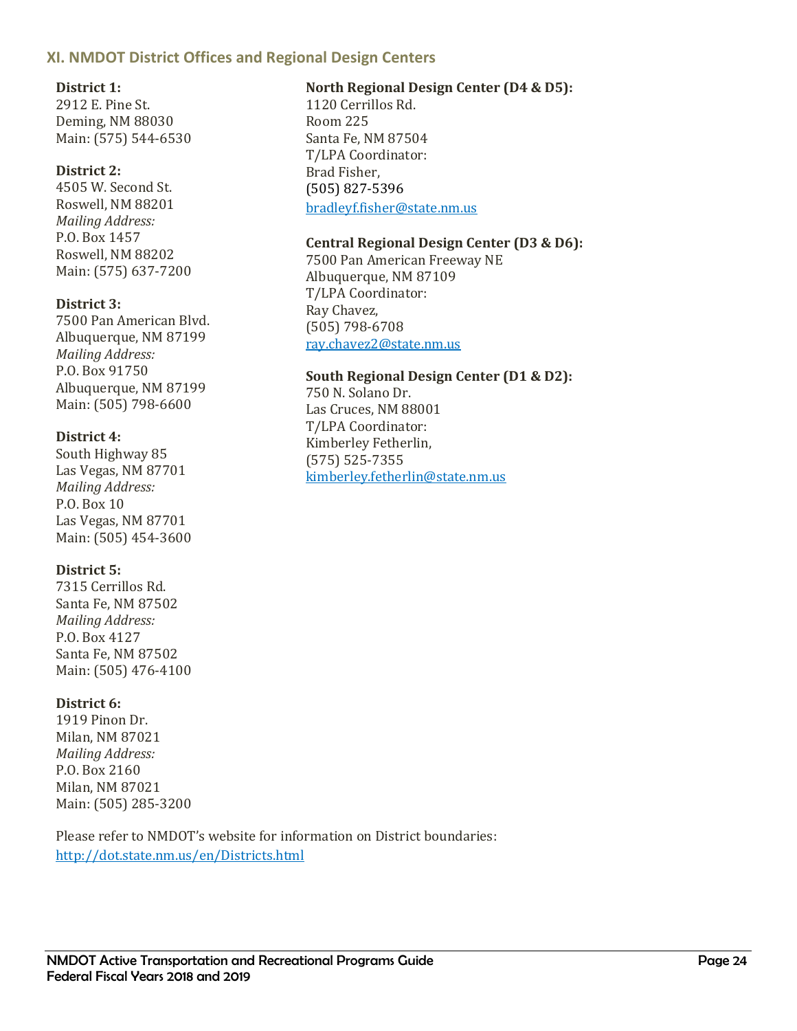## XI. NMDOT District Offices and Regional Design Centers

**District 1:**
2912 E. Pine St.
Deming, NM 88030
Main: (575) 544-6530

**District 2:**
4505 W. Second St.
Roswell, NM 88201
*Mailing Address:*
P.O. Box 1457
Roswell, NM 88202
Main: (575) 637-7200

**District 3:**
7500 Pan American Blvd.
Albuquerque, NM 87199
*Mailing Address:*
P.O. Box 91750
Albuquerque, NM 87199
Main: (505) 798-6600

**District 4:**
South Highway 85
Las Vegas, NM 87701
*Mailing Address:*
P.O. Box 10
Las Vegas, NM 87701
Main: (505) 454-3600

**District 5:**
7315 Cerrillos Rd.
Santa Fe, NM 87502
*Mailing Address:*
P.O. Box 4127
Santa Fe, NM 87502
Main: (505) 476-4100

**District 6:**
1919 Pinon Dr.
Milan, NM 87021
*Mailing Address:*
P.O. Box 2160
Milan, NM 87021
Main: (505) 285-3200

**North Regional Design Center (D4 & D5):**
1120 Cerrillos Rd.
Room 225
Santa Fe, NM 87504
T/LPA Coordinator:
Brad Fisher,
(505) 827-5396
bradleyf.fisher@state.nm.us

**Central Regional Design Center (D3 & D6):**
7500 Pan American Freeway NE
Albuquerque, NM 87109
T/LPA Coordinator:
Ray Chavez,
(505) 798-6708
ray.chavez2@state.nm.us

**South Regional Design Center (D1 & D2):**
750 N. Solano Dr.
Las Cruces, NM 88001
T/LPA Coordinator:
Kimberley Fetherlin,
(575) 525-7355
kimberley.fetherlin@state.nm.us

Please refer to NMDOT's website for information on District boundaries:
http://dot.state.nm.us/en/Districts.html